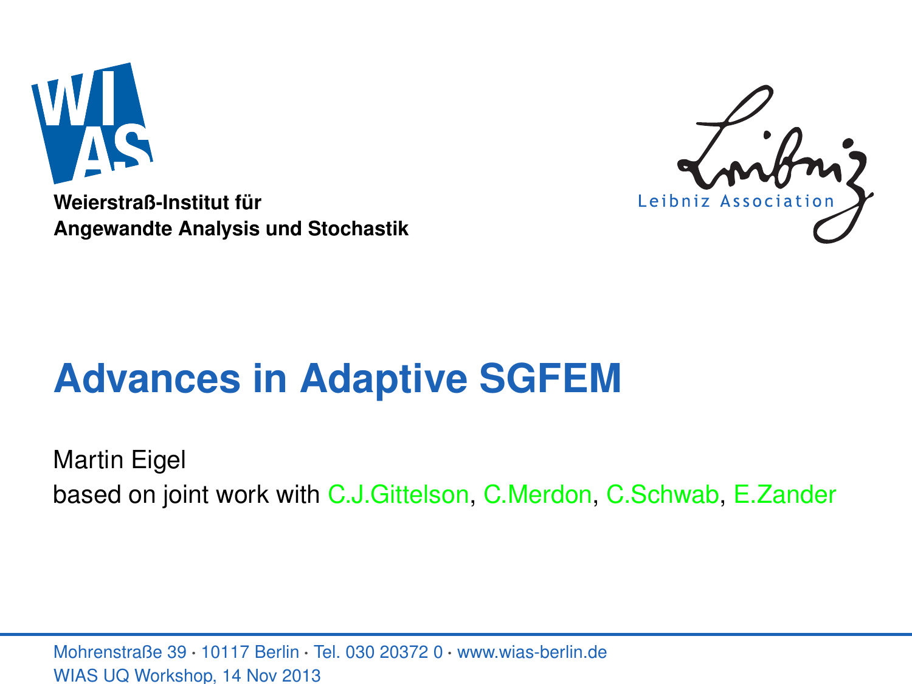**Weierstraß-Institut für**
**Angewandte Analysis und Stochastik**

Leibniz Association

# Advances in Adaptive SGFEM

Martin Eigel

based on joint work with C.J.Gittelson, C.Merdon, C.Schwab, E.Zander

Mohrenstraße 39 · 10117 Berlin · Tel. 030 20372 0 · www.wias-berlin.de

WIAS UQ Workshop, 14 Nov 2013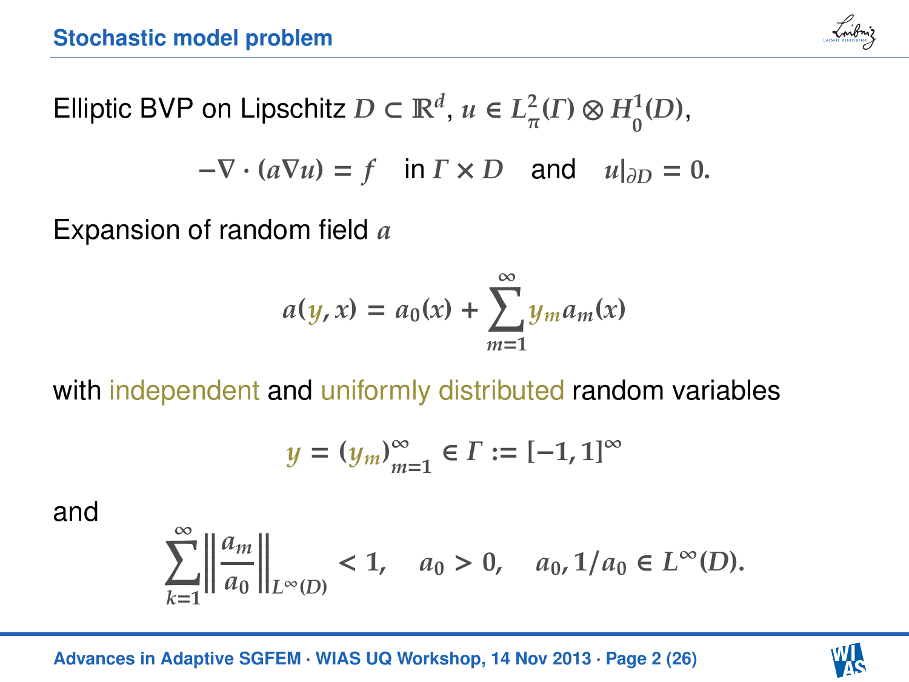# Stochastic model problem

Elliptic BVP on Lipschitz $D \subset \mathbb{R}^d$, $u \in L^2_\pi(\Gamma) \otimes H^1_0(D)$,

$$-\nabla \cdot (a \nabla u) = f \quad \text{in } \Gamma \times D \quad \text{and} \quad u|_{\partial D} = 0.$$

Expansion of random field $a$

$$a(y, x) = a_0(x) + \sum_{m=1}^{\infty} y_m a_m(x)$$

with independent and uniformly distributed random variables

$$y = (y_m)_{m=1}^{\infty} \in \Gamma := [-1, 1]^{\infty}$$

and

$$\sum_{k=1}^{\infty} \left\| \frac{a_m}{a_0} \right\|_{L^\infty(D)} < 1, \quad a_0 > 0, \quad a_0, 1/a_0 \in L^\infty(D).$$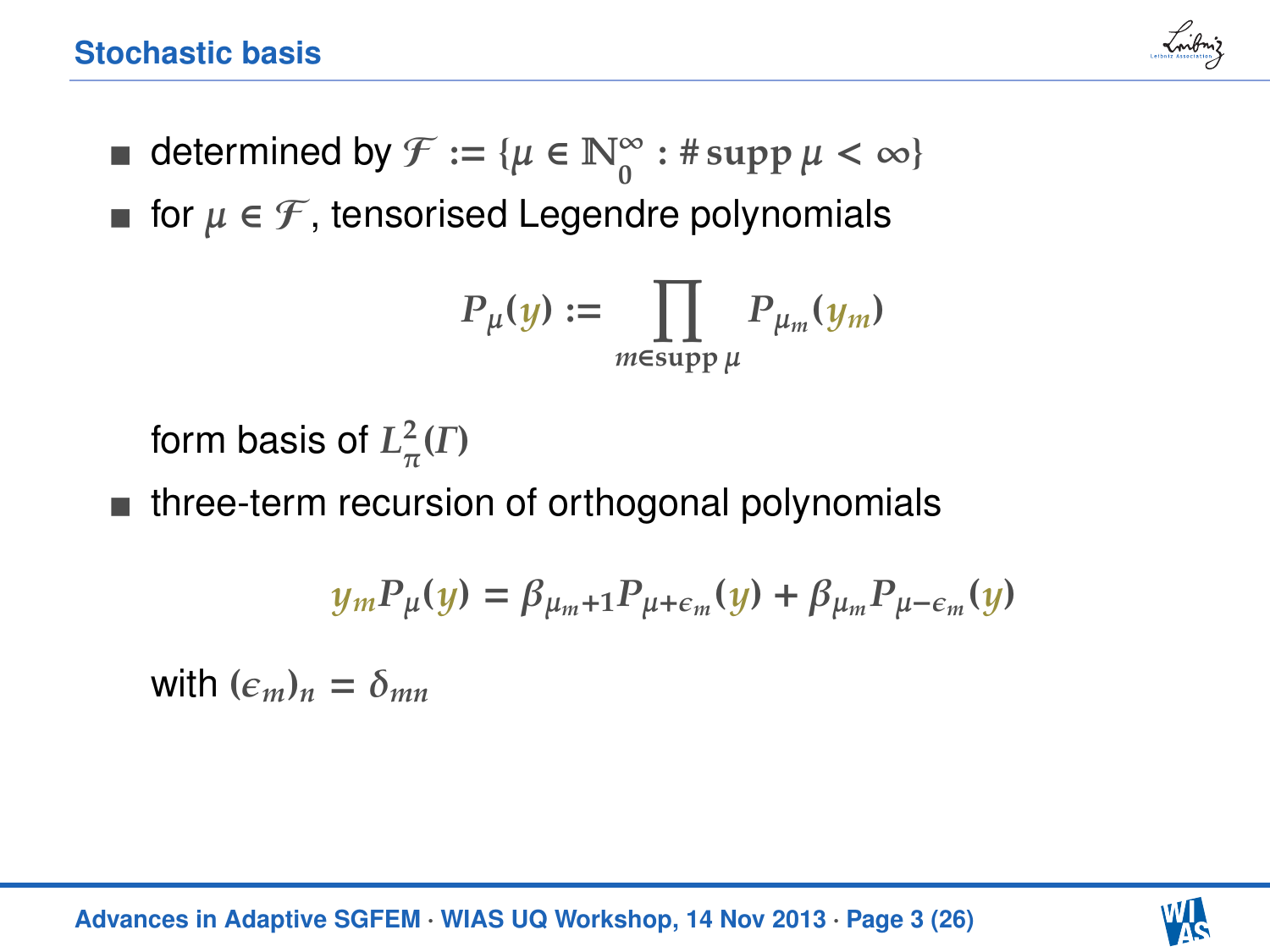## Stochastic basis

- determined by $\mathcal{F} := \{\mu \in \mathbb{N}_0^\infty : \#\operatorname{supp}\mu < \infty\}$
- for $\mu \in \mathcal{F}$, tensorised Legendre polynomials

$$P_\mu(y) := \prod_{m \in \operatorname{supp}\mu} P_{\mu_m}(y_m)$$

  form basis of $L^2_\pi(\Gamma)$
- three-term recursion of orthogonal polynomials

$$y_m P_\mu(y) = \beta_{\mu_m+1} P_{\mu+\epsilon_m}(y) + \beta_{\mu_m} P_{\mu-\epsilon_m}(y)$$

  with $(\epsilon_m)_n = \delta_{mn}$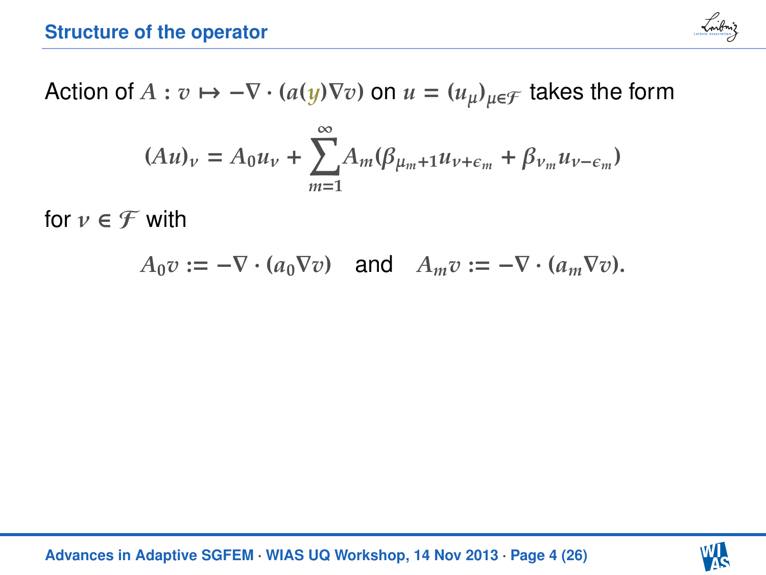## Structure of the operator

Action of $A : v \mapsto -\nabla \cdot (a(y)\nabla v)$ on $u = (u_\mu)_{\mu \in \mathcal{F}}$ takes the form

$$(Au)_\nu = A_0 u_\nu + \sum_{m=1}^{\infty} A_m (\beta_{\mu_m+1} u_{\nu+\epsilon_m} + \beta_{\nu_m} u_{\nu-\epsilon_m})$$

for $\nu \in \mathcal{F}$ with

$$A_0 v := -\nabla \cdot (a_0 \nabla v) \quad \text{and} \quad A_m v := -\nabla \cdot (a_m \nabla v).$$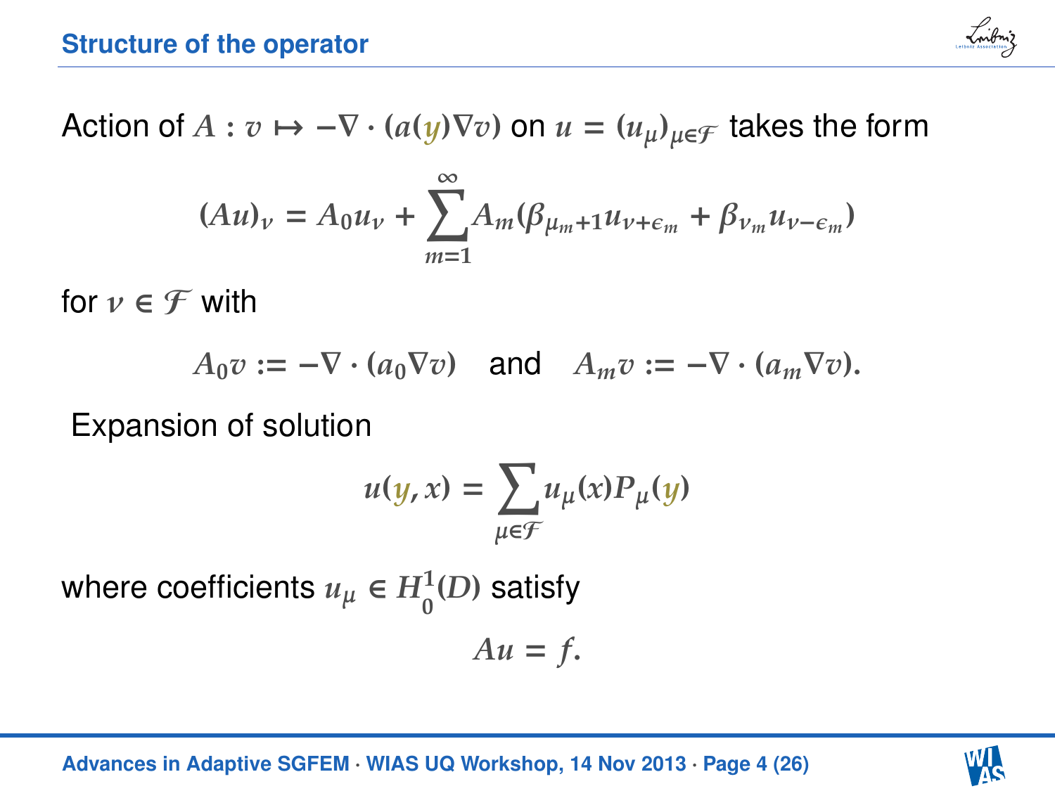## Structure of the operator

Action of $A : v \mapsto -\nabla \cdot (a(y)\nabla v)$ on $u = (u_\mu)_{\mu \in \mathcal{F}}$ takes the form

$$(Au)_\nu = A_0 u_\nu + \sum_{m=1}^{\infty} A_m (\beta_{\mu_m+1} u_{\nu+\epsilon_m} + \beta_{\nu_m} u_{\nu-\epsilon_m})$$

for $\nu \in \mathcal{F}$ with

$$A_0 v := -\nabla \cdot (a_0 \nabla v) \quad \text{and} \quad A_m v := -\nabla \cdot (a_m \nabla v).$$

Expansion of solution

$$u(y, x) = \sum_{\mu \in \mathcal{F}} u_\mu(x) P_\mu(y)$$

where coefficients $u_\mu \in H_0^1(D)$ satisfy

$$Au = f.$$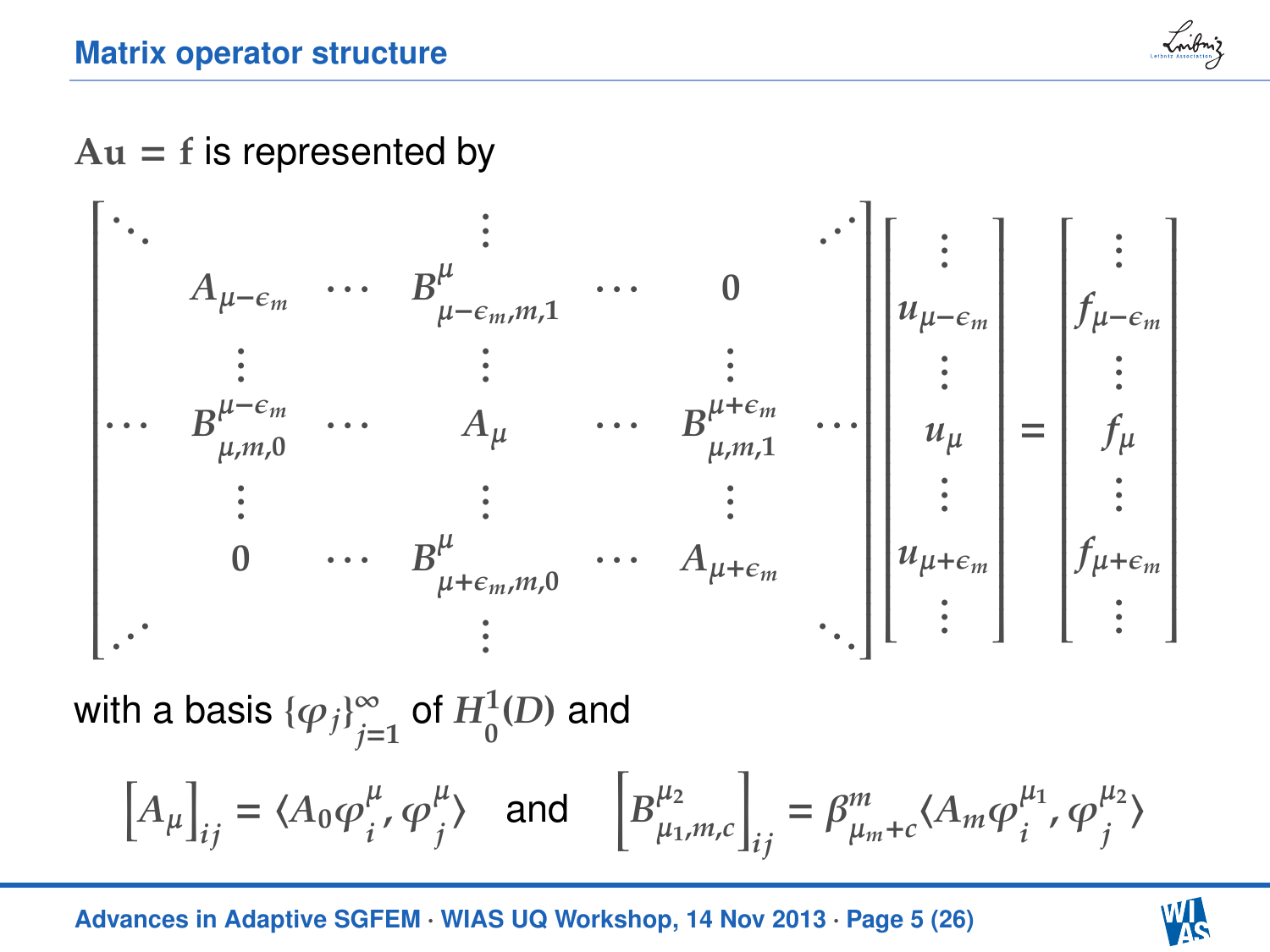## Matrix operator structure

$\mathbf{Au} = \mathbf{f}$ is represented by

$$
\begin{bmatrix}
\ddots & & & \vdots & & & \iddots \\
& A_{\mu-\epsilon_m} & \cdots & B^{\mu}_{\mu-\epsilon_m,m,1} & \cdots & 0 & \\
& \vdots & & \vdots & & \vdots & \\
\cdots & B^{\mu-\epsilon_m}_{\mu,m,0} & \cdots & A_\mu & \cdots & B^{\mu+\epsilon_m}_{\mu,m,1} & \cdots \\
& \vdots & & \vdots & & \vdots & \\
& 0 & \cdots & B^{\mu}_{\mu+\epsilon_m,m,0} & \cdots & A_{\mu+\epsilon_m} & \\
\iddots & & & \vdots & & & \ddots
\end{bmatrix}
\begin{bmatrix}
\vdots \\ u_{\mu-\epsilon_m} \\ \vdots \\ u_\mu \\ \vdots \\ u_{\mu+\epsilon_m} \\ \vdots
\end{bmatrix}
=
\begin{bmatrix}
\vdots \\ f_{\mu-\epsilon_m} \\ \vdots \\ f_\mu \\ \vdots \\ f_{\mu+\epsilon_m} \\ \vdots
\end{bmatrix}
$$

with a basis $\{\varphi_j\}_{j=1}^{\infty}$ of $H_0^1(D)$ and

$$
\left[A_\mu\right]_{ij} = \langle A_0 \varphi_i^\mu, \varphi_j^\mu \rangle \quad \text{and} \quad \left[B^{\mu_2}_{\mu_1,m,c}\right]_{ij} = \beta^m_{\mu_m+c} \langle A_m \varphi_i^{\mu_1}, \varphi_j^{\mu_2} \rangle
$$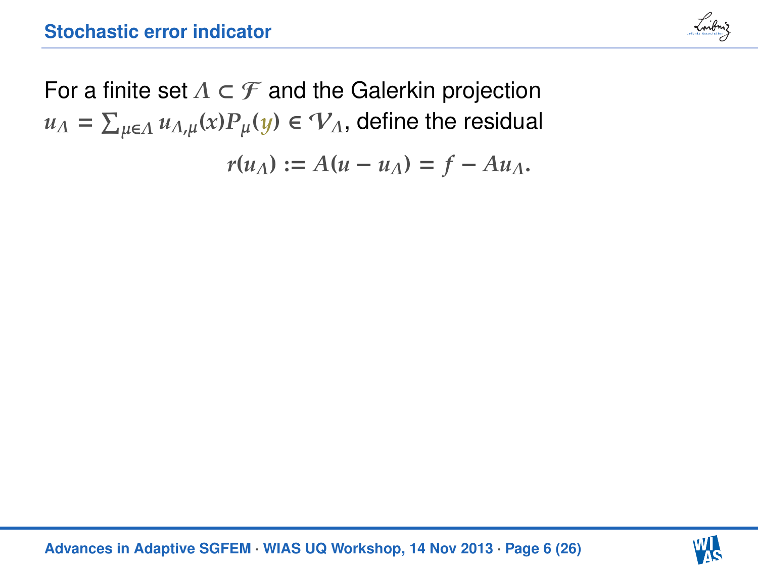## Stochastic error indicator

For a finite set $\Lambda \subset \mathcal{F}$ and the Galerkin projection $u_\Lambda = \sum_{\mu \in \Lambda} u_{\Lambda,\mu}(x) P_\mu(y) \in \mathcal{V}_\Lambda$, define the residual

$$r(u_\Lambda) := A(u - u_\Lambda) = f - Au_\Lambda.$$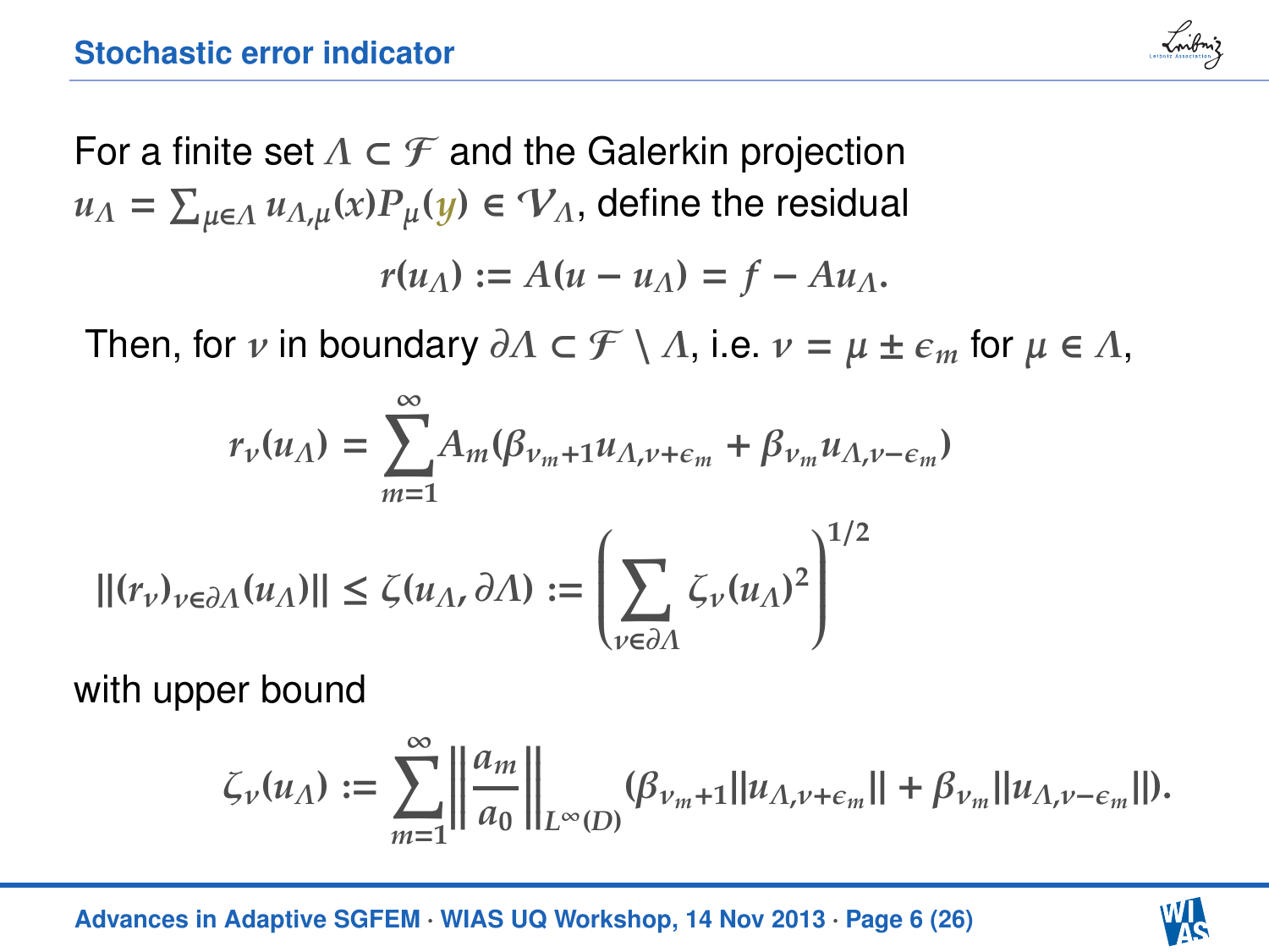## Stochastic error indicator

For a finite set $\Lambda \subset \mathcal{F}$ and the Galerkin projection $u_\Lambda = \sum_{\mu \in \Lambda} u_{\Lambda,\mu}(x) P_\mu(y) \in \mathcal{V}_\Lambda$, define the residual

$$r(u_\Lambda) := A(u - u_\Lambda) = f - A u_\Lambda.$$

Then, for $\nu$ in boundary $\partial\Lambda \subset \mathcal{F} \setminus \Lambda$, i.e. $\nu = \mu \pm \epsilon_m$ for $\mu \in \Lambda$,

$$r_\nu(u_\Lambda) = \sum_{m=1}^{\infty} A_m (\beta_{\nu_m+1} u_{\Lambda,\nu+\epsilon_m} + \beta_{\nu_m} u_{\Lambda,\nu-\epsilon_m})$$

$$\|(r_\nu)_{\nu \in \partial\Lambda}(u_\Lambda)\| \leq \zeta(u_\Lambda, \partial\Lambda) := \left( \sum_{\nu \in \partial\Lambda} \zeta_\nu(u_\Lambda)^2 \right)^{1/2}$$

with upper bound

$$\zeta_\nu(u_\Lambda) := \sum_{m=1}^{\infty} \left\| \frac{a_m}{a_0} \right\|_{L^\infty(D)} (\beta_{\nu_m+1} \|u_{\Lambda,\nu+\epsilon_m}\| + \beta_{\nu_m} \|u_{\Lambda,\nu-\epsilon_m}\|).$$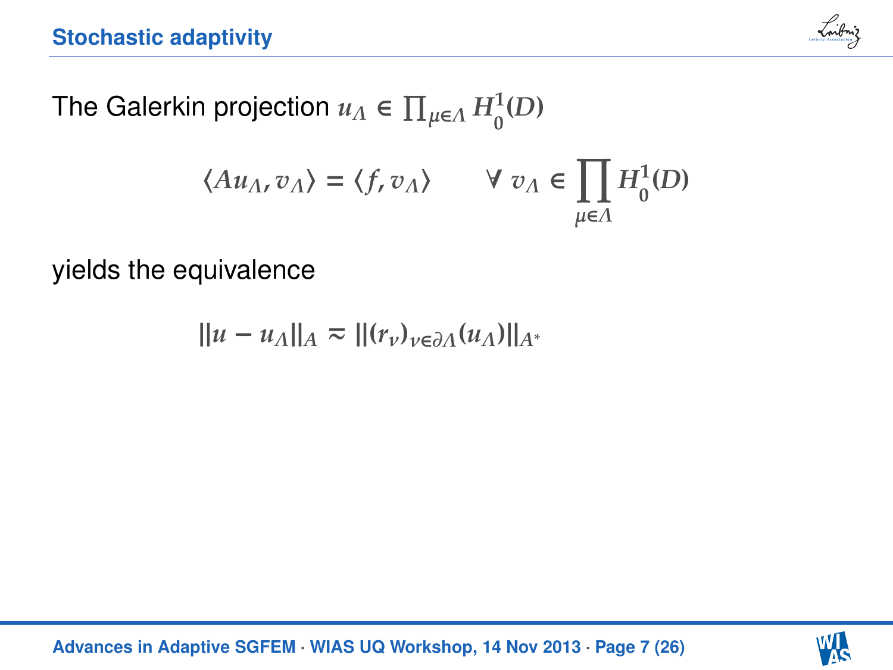## Stochastic adaptivity

The Galerkin projection $u_\Lambda \in \prod_{\mu\in\Lambda} H^1_0(D)$

$$\langle A u_\Lambda, v_\Lambda \rangle = \langle f, v_\Lambda \rangle \qquad \forall\, v_\Lambda \in \prod_{\mu\in\Lambda} H^1_0(D)$$

yields the equivalence

$$\|u - u_\Lambda\|_A \approx \|(r_\nu)_{\nu\in\partial\Lambda}(u_\Lambda)\|_{A^*}$$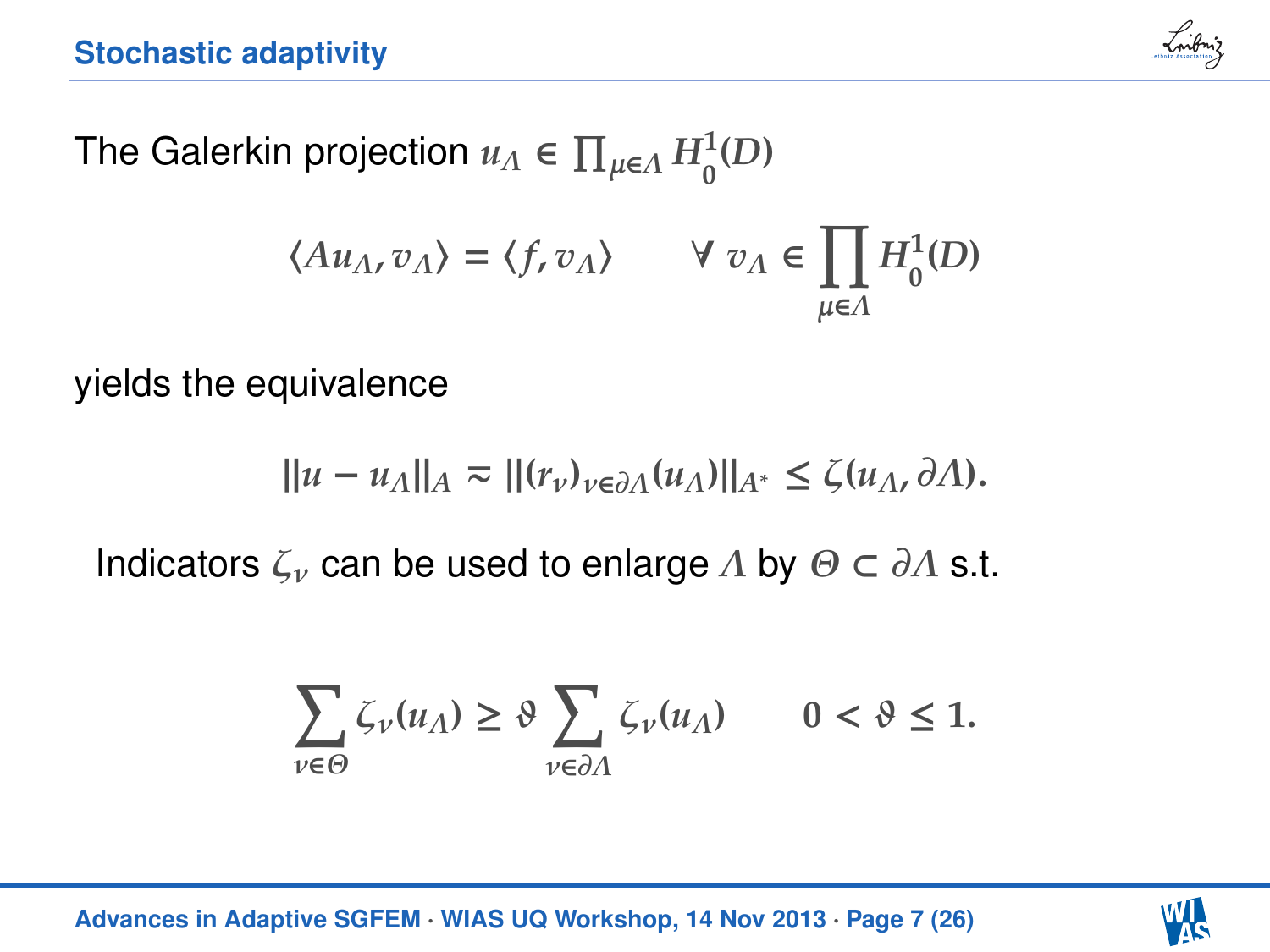## Stochastic adaptivity

The Galerkin projection $u_\Lambda \in \prod_{\mu\in\Lambda} H_0^1(D)$

$$\langle A u_\Lambda, v_\Lambda \rangle = \langle f, v_\Lambda \rangle \qquad \forall\, v_\Lambda \in \prod_{\mu\in\Lambda} H_0^1(D)$$

yields the equivalence

$$\|u - u_\Lambda\|_A \approx \|(r_\nu)_{\nu\in\partial\Lambda}(u_\Lambda)\|_{A^*} \leq \zeta(u_\Lambda, \partial\Lambda).$$

Indicators $\zeta_\nu$ can be used to enlarge $\Lambda$ by $\Theta \subset \partial\Lambda$ s.t.

$$\sum_{\nu\in\Theta} \zeta_\nu(u_\Lambda) \geq \vartheta \sum_{\nu\in\partial\Lambda} \zeta_\nu(u_\Lambda) \qquad 0 < \vartheta \leq 1.$$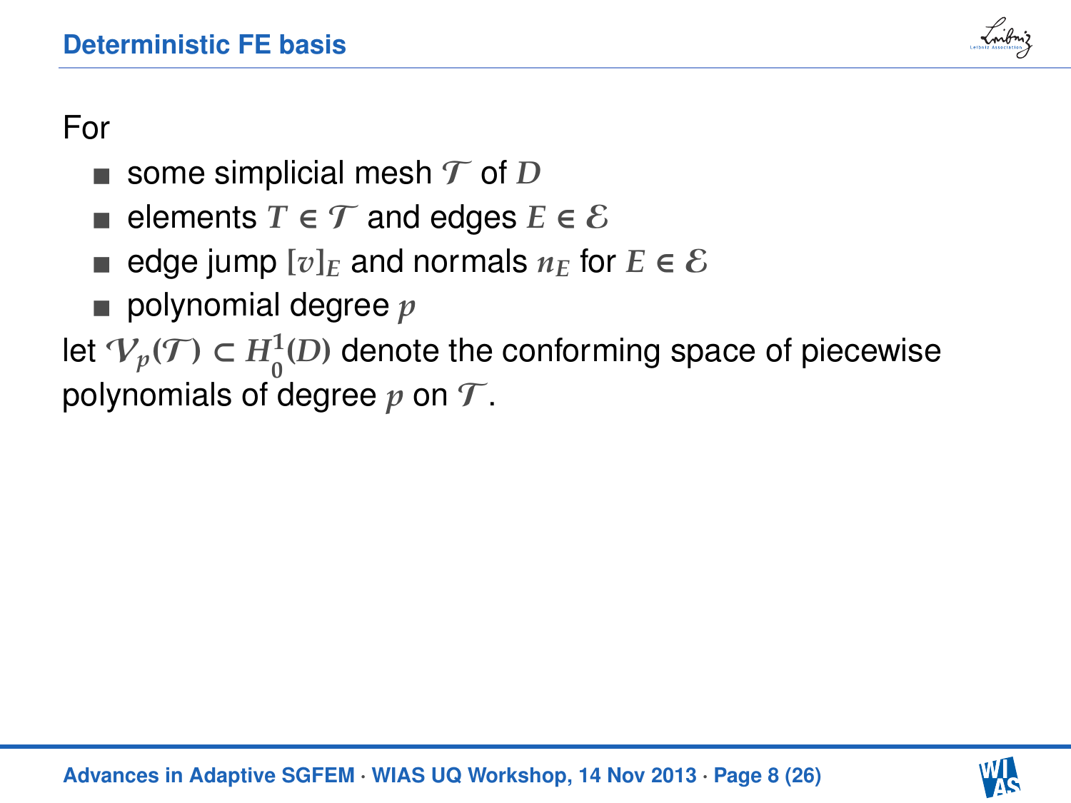## Deterministic FE basis

For

- some simplicial mesh $\mathcal{T}$ of $D$
- elements $T \in \mathcal{T}$ and edges $E \in \mathcal{E}$
- edge jump $[v]_E$ and normals $n_E$ for $E \in \mathcal{E}$
- polynomial degree $p$

let $\mathcal{V}_p(\mathcal{T}) \subset H_0^1(D)$ denote the conforming space of piecewise polynomials of degree $p$ on $\mathcal{T}$.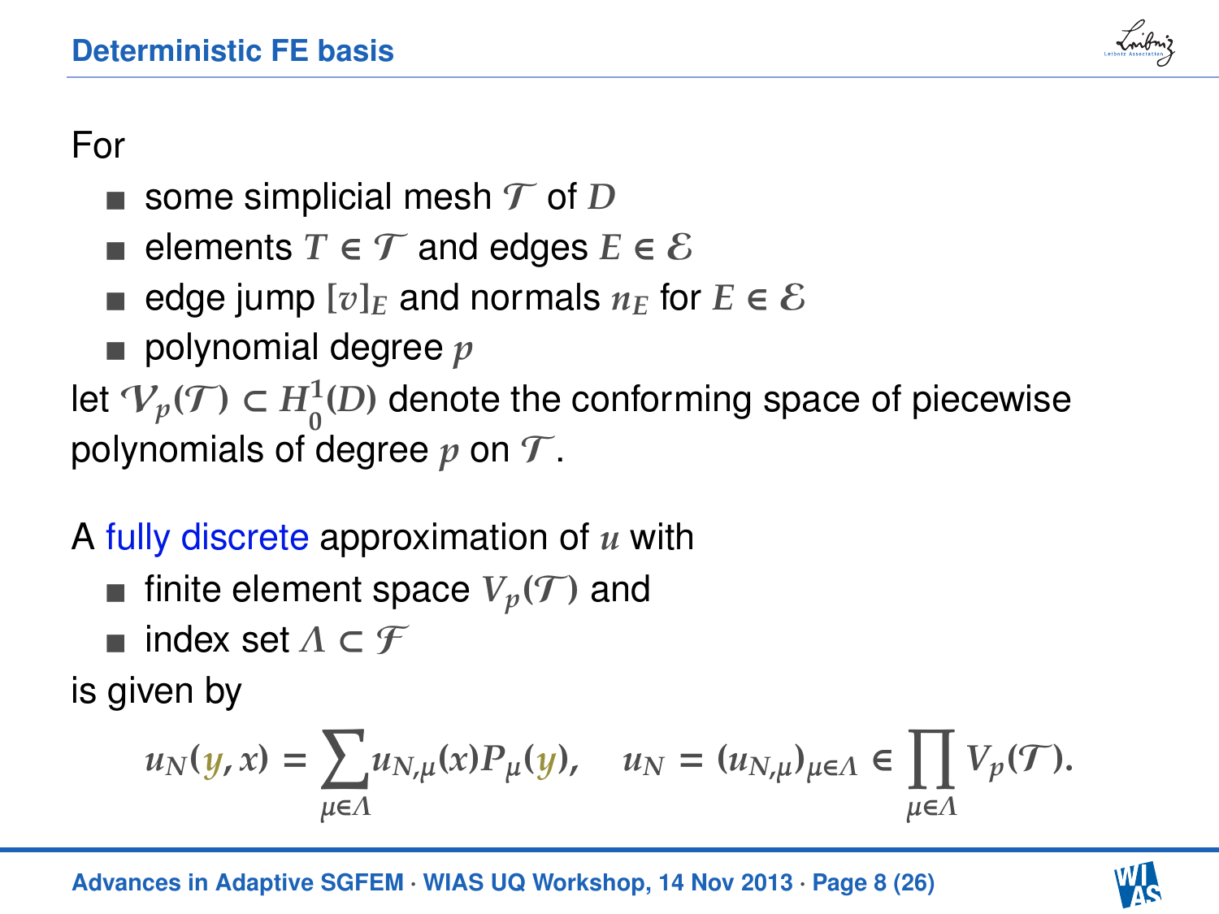## Deterministic FE basis

For

- some simplicial mesh $\mathcal{T}$ of $D$
- elements $T \in \mathcal{T}$ and edges $E \in \mathcal{E}$
- edge jump $[v]_E$ and normals $n_E$ for $E \in \mathcal{E}$
- polynomial degree $p$

let $\mathcal{V}_p(\mathcal{T}) \subset H_0^1(D)$ denote the conforming space of piecewise polynomials of degree $p$ on $\mathcal{T}$.

A fully discrete approximation of $u$ with

- finite element space $V_p(\mathcal{T})$ and
- index set $\Lambda \subset \mathcal{F}$

is given by

$$u_N(y, x) = \sum_{\mu \in \Lambda} u_{N,\mu}(x) P_\mu(y), \quad u_N = (u_{N,\mu})_{\mu \in \Lambda} \in \prod_{\mu \in \Lambda} V_p(\mathcal{T}).$$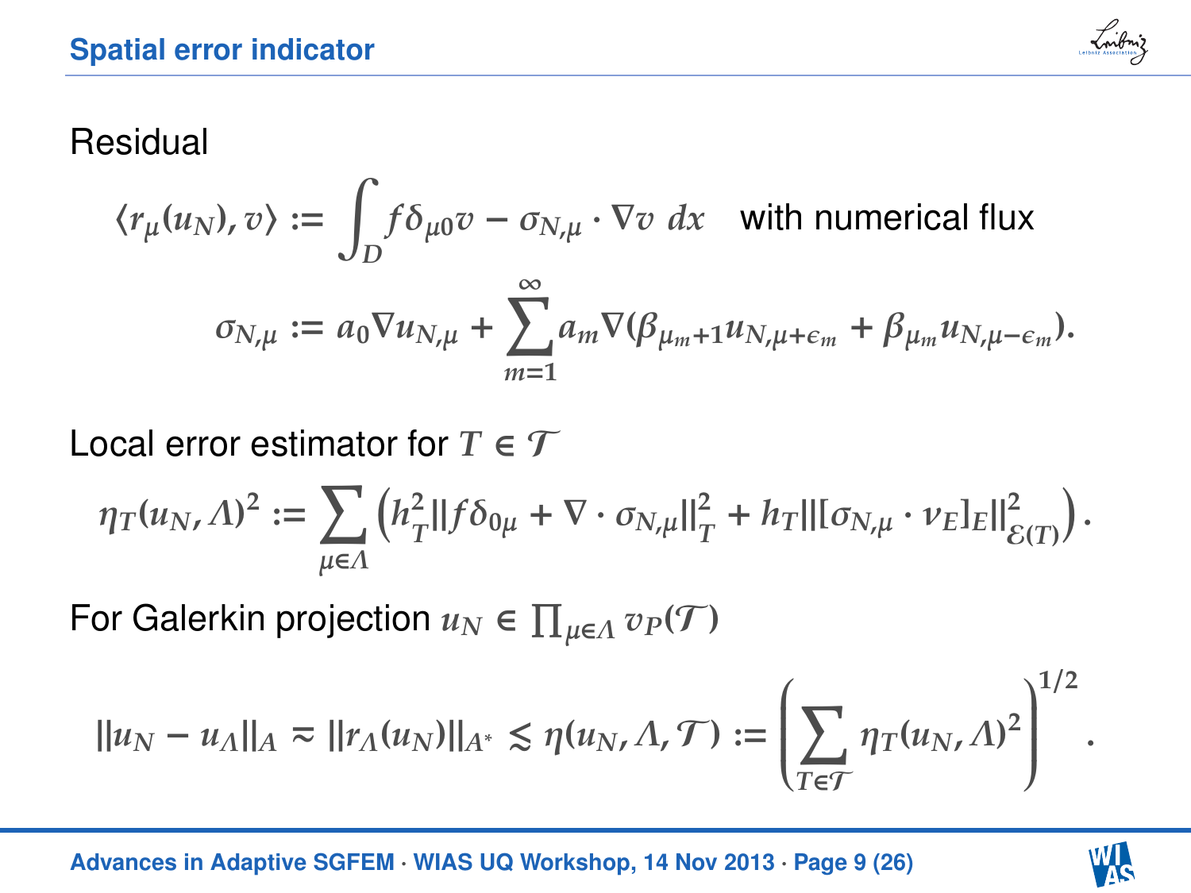## Spatial error indicator

Residual

$$\langle r_\mu(u_N), v\rangle := \int_D f\delta_{\mu 0} v - \sigma_{N,\mu}\cdot\nabla v \, dx \quad \text{with numerical flux}$$

$$\sigma_{N,\mu} := a_0 \nabla u_{N,\mu} + \sum_{m=1}^{\infty} a_m \nabla(\beta_{\mu_m+1} u_{N,\mu+\epsilon_m} + \beta_{\mu_m} u_{N,\mu-\epsilon_m}).$$

Local error estimator for $T \in \mathcal{T}$

$$\eta_T(u_N,\Lambda)^2 := \sum_{\mu\in\Lambda} \left( h_T^2 \|f\delta_{0\mu} + \nabla\cdot\sigma_{N,\mu}\|_T^2 + h_T \|[\sigma_{N,\mu}\cdot\nu_E]_E\|_{\mathcal{E}(T)}^2 \right).$$

For Galerkin projection $u_N \in \prod_{\mu\in\Lambda} v_P(\mathcal{T})$

$$\|u_N - u_\Lambda\|_A \approx \|r_\Lambda(u_N)\|_{A^*} \lesssim \eta(u_N,\Lambda,\mathcal{T}) := \left( \sum_{T\in\mathcal{T}} \eta_T(u_N,\Lambda)^2 \right)^{1/2}.$$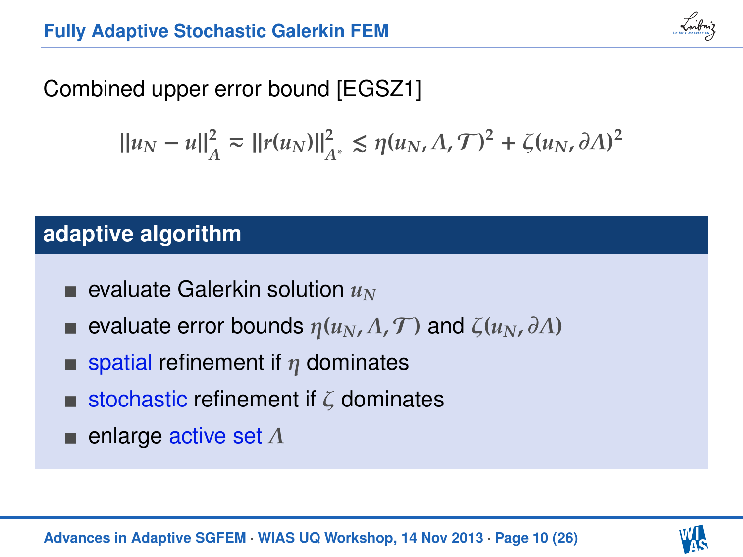## Fully Adaptive Stochastic Galerkin FEM

Combined upper error bound [EGSZ1]

$$\|u_N - u\|_A^2 \approx \|r(u_N)\|_{A^*}^2 \lesssim \eta(u_N, \Lambda, \mathcal{T})^2 + \zeta(u_N, \partial\Lambda)^2$$

### adaptive algorithm

- evaluate Galerkin solution $u_N$
- evaluate error bounds $\eta(u_N, \Lambda, \mathcal{T})$ and $\zeta(u_N, \partial\Lambda)$
- spatial refinement if $\eta$ dominates
- stochastic refinement if $\zeta$ dominates
- enlarge active set $\Lambda$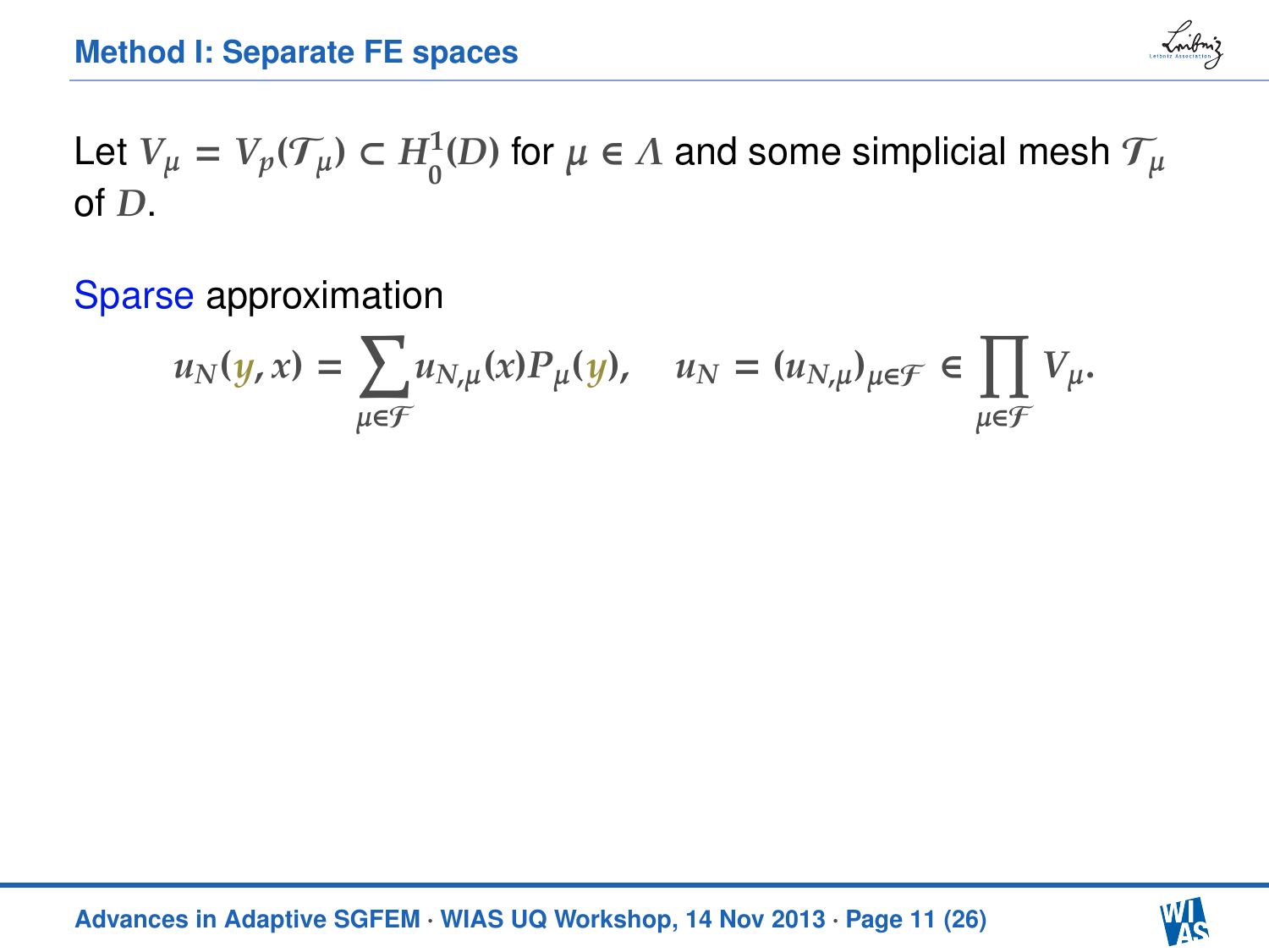# Method I: Separate FE spaces

Let $V_\mu = V_p(\mathcal{T}_\mu) \subset H_0^1(D)$ for $\mu \in \Lambda$ and some simplicial mesh $\mathcal{T}_\mu$ of $D$.

Sparse approximation

$$u_N(y, x) = \sum_{\mu \in \mathcal{F}} u_{N,\mu}(x) P_\mu(y), \quad u_N = (u_{N,\mu})_{\mu \in \mathcal{F}} \in \prod_{\mu \in \mathcal{F}} V_\mu.$$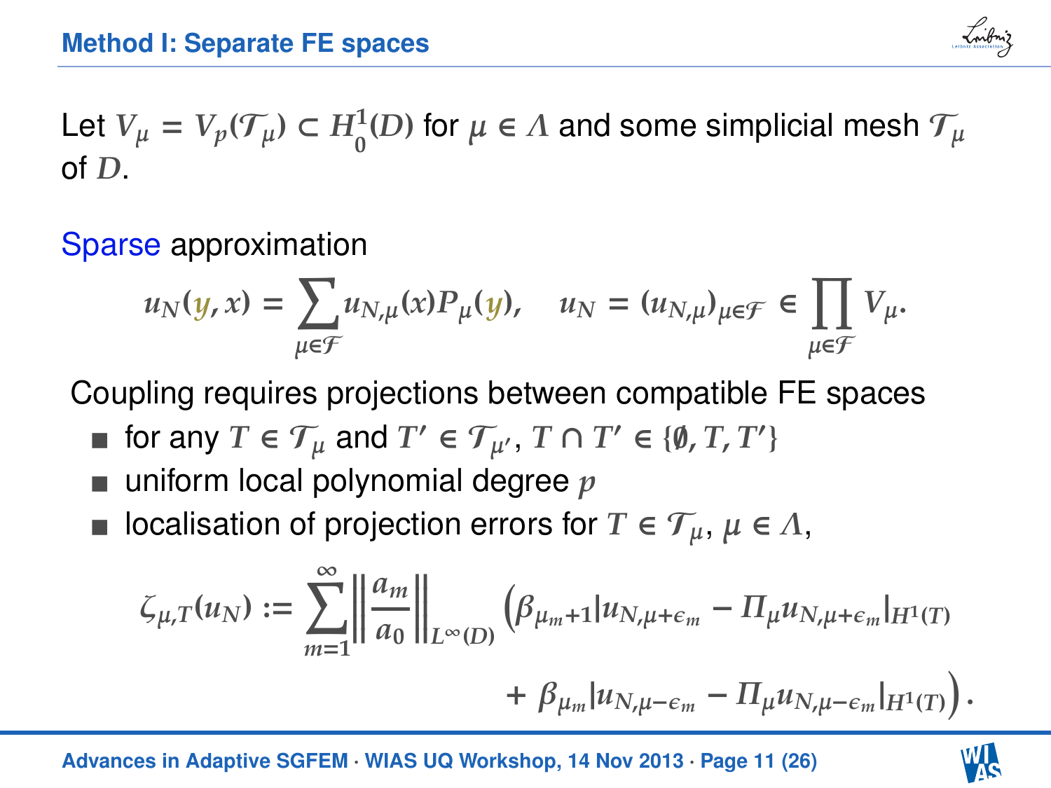## Method I: Separate FE spaces

Let $V_\mu = V_p(\mathcal{T}_\mu) \subset H_0^1(D)$ for $\mu \in \Lambda$ and some simplicial mesh $\mathcal{T}_\mu$ of $D$.

Sparse approximation

$$u_N(y, x) = \sum_{\mu \in \mathcal{F}} u_{N,\mu}(x) P_\mu(y), \quad u_N = (u_{N,\mu})_{\mu \in \mathcal{F}} \in \prod_{\mu \in \mathcal{F}} V_\mu.$$

Coupling requires projections between compatible FE spaces

- for any $T \in \mathcal{T}_\mu$ and $T' \in \mathcal{T}_{\mu'}$, $T \cap T' \in \{\emptyset, T, T'\}$
- uniform local polynomial degree $p$
- localisation of projection errors for $T \in \mathcal{T}_\mu$, $\mu \in \Lambda$,

$$\zeta_{\mu,T}(u_N) := \sum_{m=1}^{\infty} \left\| \frac{a_m}{a_0} \right\|_{L^\infty(D)} \Big( \beta_{\mu_m+1} |u_{N,\mu+\epsilon_m} - \Pi_\mu u_{N,\mu+\epsilon_m}|_{H^1(T)} + \beta_{\mu_m} |u_{N,\mu-\epsilon_m} - \Pi_\mu u_{N,\mu-\epsilon_m}|_{H^1(T)} \Big).$$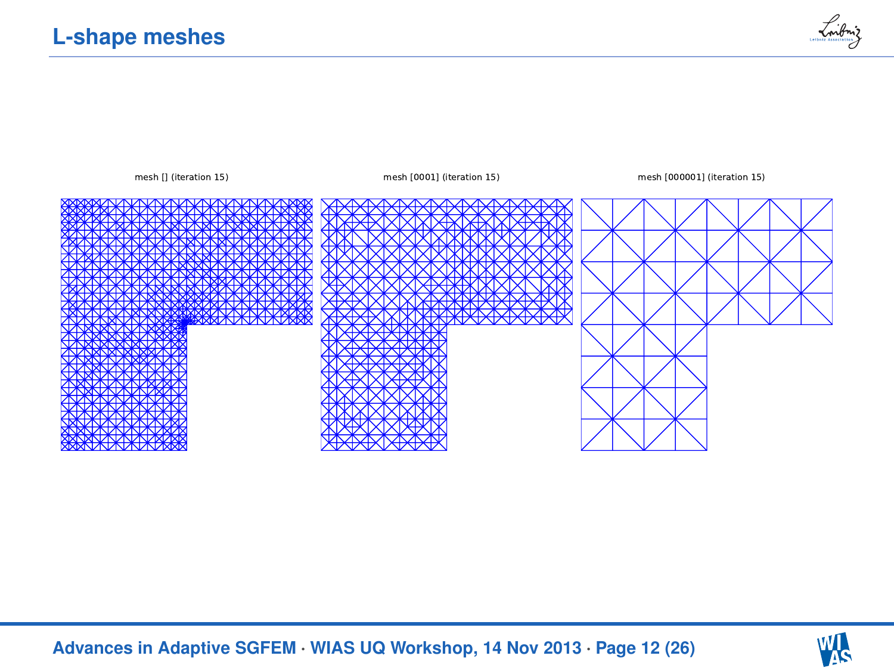# L-shape meshes

mesh [] (iteration 15)

mesh [0001] (iteration 15)

mesh [000001] (iteration 15)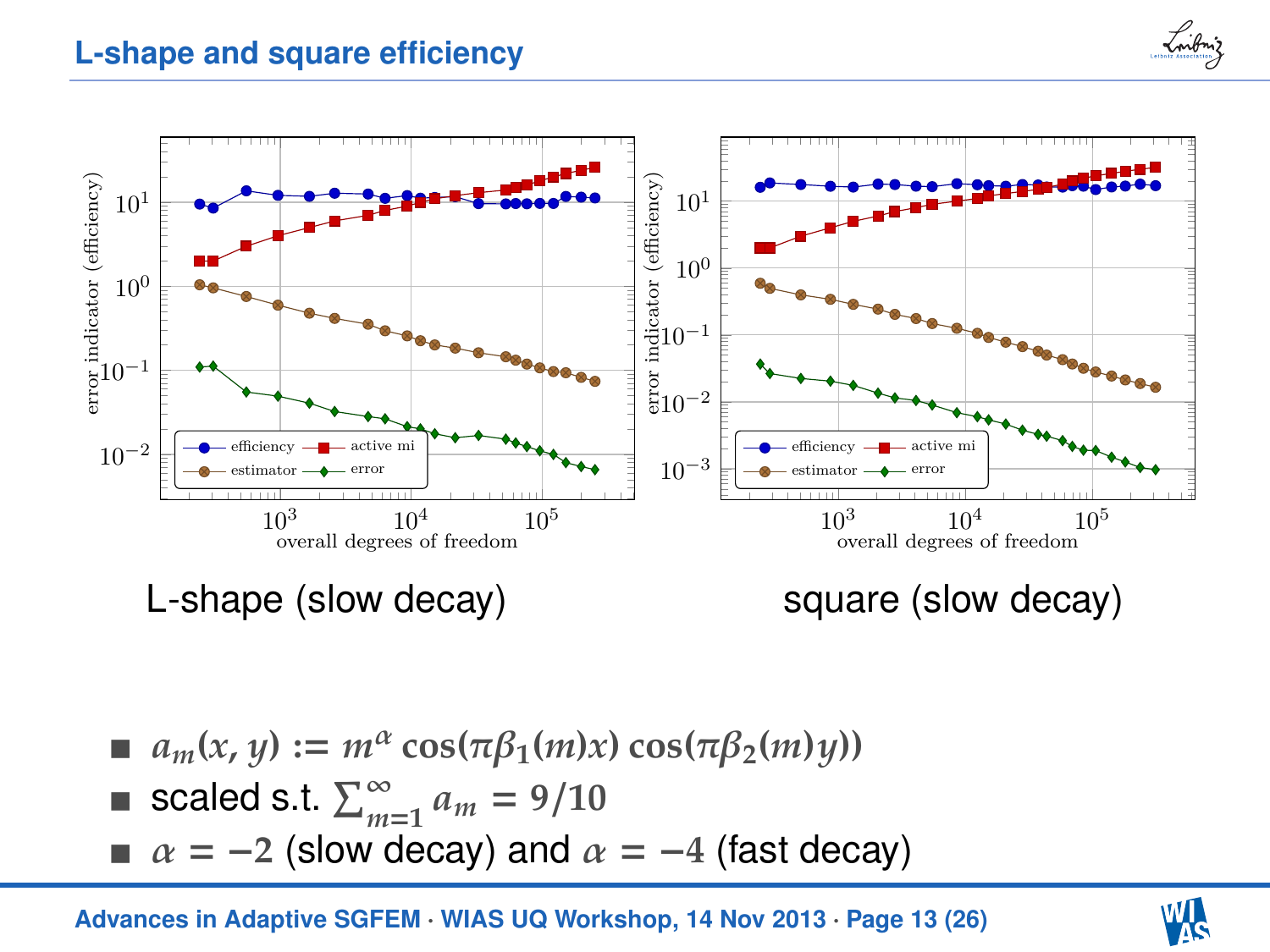## L-shape and square efficiency

L-shape (slow decay)

square (slow decay)

- $a_m(x, y) := m^\alpha \cos(\pi\beta_1(m)x) \cos(\pi\beta_2(m)y))$
- scaled s.t. $\sum_{m=1}^{\infty} a_m = 9/10$
- $\alpha = -2$ (slow decay) and $\alpha = -4$ (fast decay)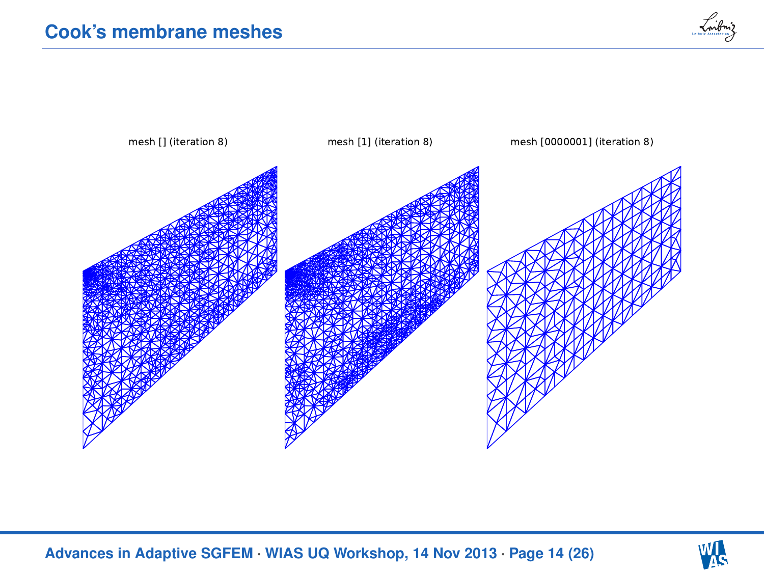# Cook's membrane meshes

mesh [] (iteration 8)

mesh [1] (iteration 8)

mesh [0000001] (iteration 8)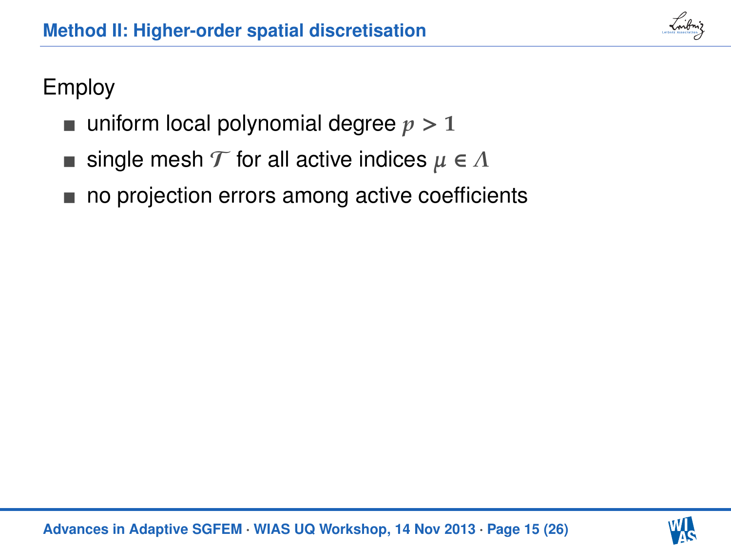## Method II: Higher-order spatial discretisation

Employ

- uniform local polynomial degree $p > 1$
- single mesh $\mathcal{T}$ for all active indices $\mu \in \Lambda$
- no projection errors among active coefficients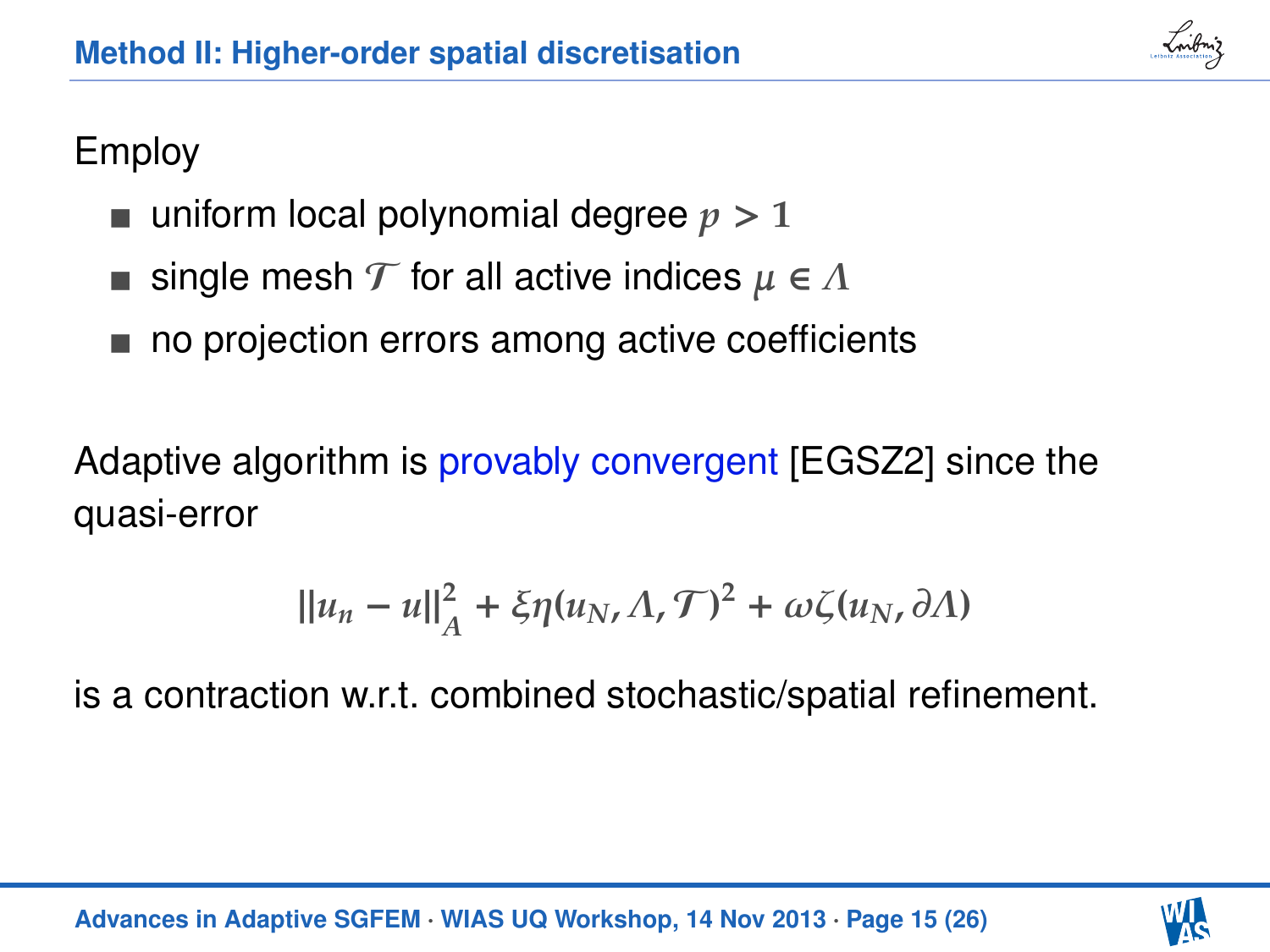## Method II: Higher-order spatial discretisation

Employ

- uniform local polynomial degree $p > 1$
- single mesh $\mathcal{T}$ for all active indices $\mu \in \Lambda$
- no projection errors among active coefficients

Adaptive algorithm is provably convergent [EGSZ2] since the quasi-error

$$\|u_n - u\|_A^2 + \xi\eta(u_N, \Lambda, \mathcal{T})^2 + \omega\zeta(u_N, \partial\Lambda)$$

is a contraction w.r.t. combined stochastic/spatial refinement.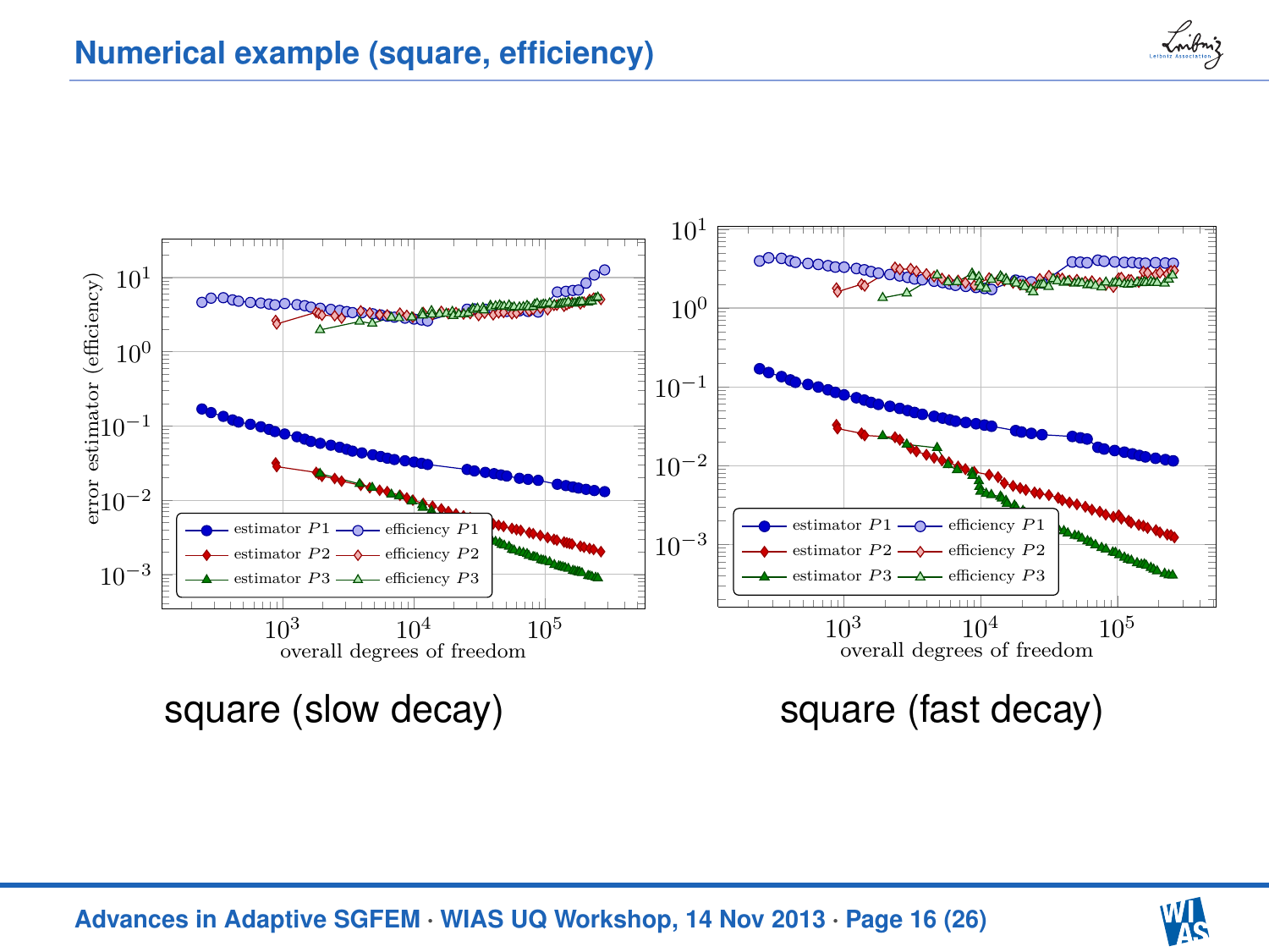## Numerical example (square, efficiency)

square (slow decay)

square (fast decay)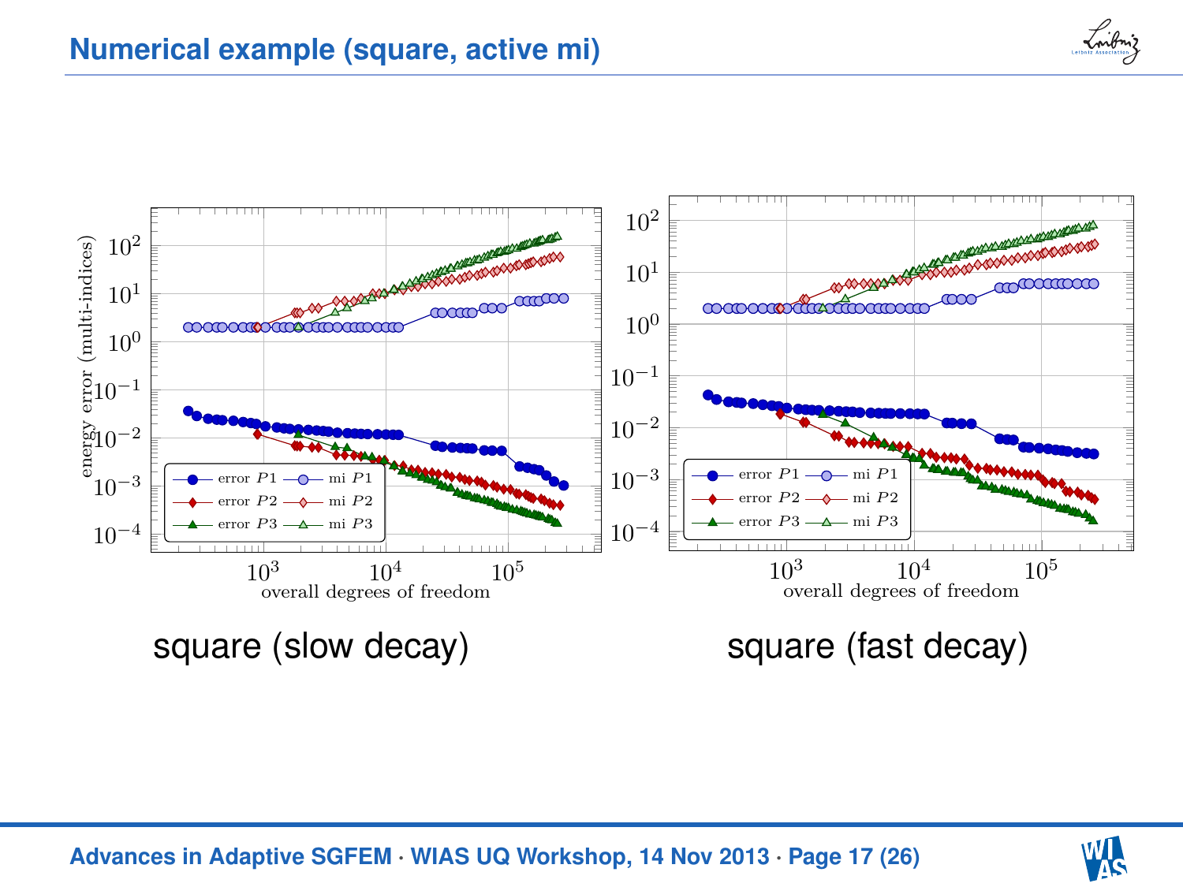# Numerical example (square, active mi)

square (slow decay)

square (fast decay)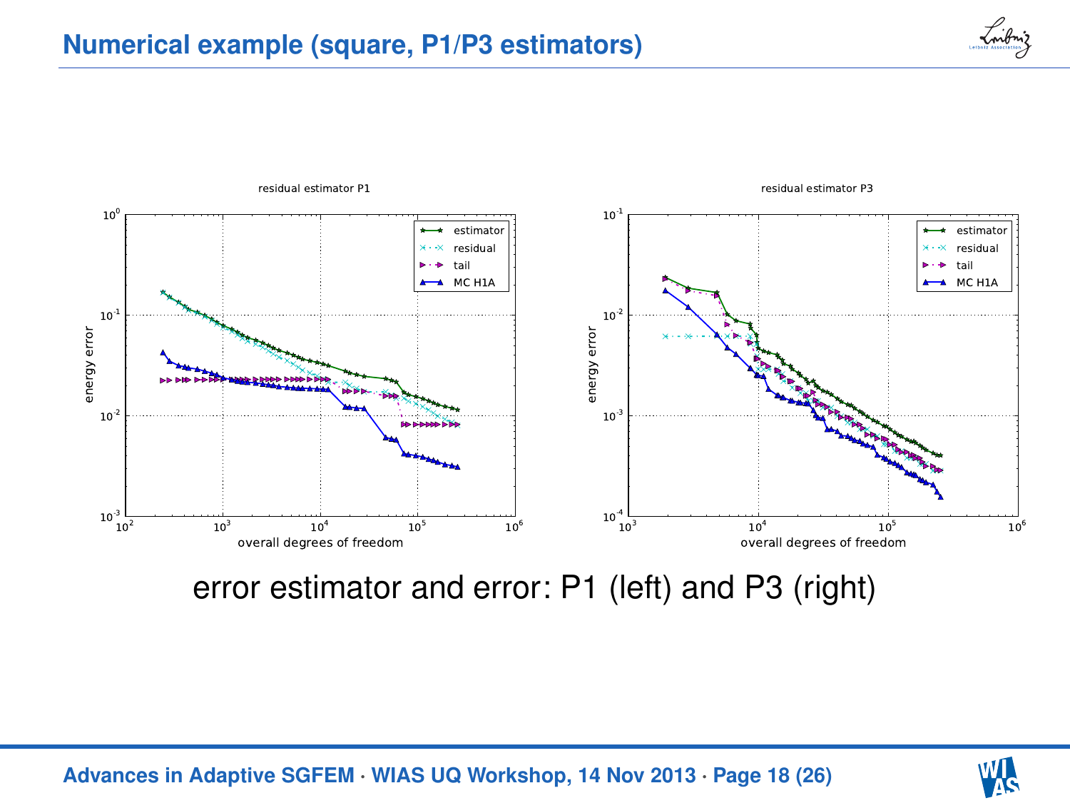# Numerical example (square, P1/P3 estimators)

error estimator and error: P1 (left) and P3 (right)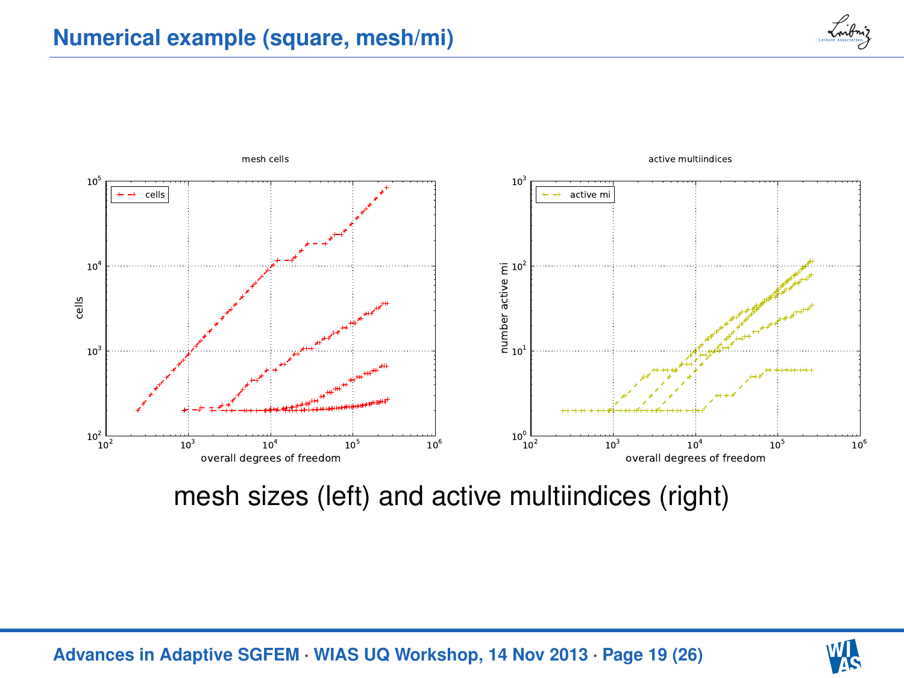# Numerical example (square, mesh/mi)

mesh sizes (left) and active multiindices (right)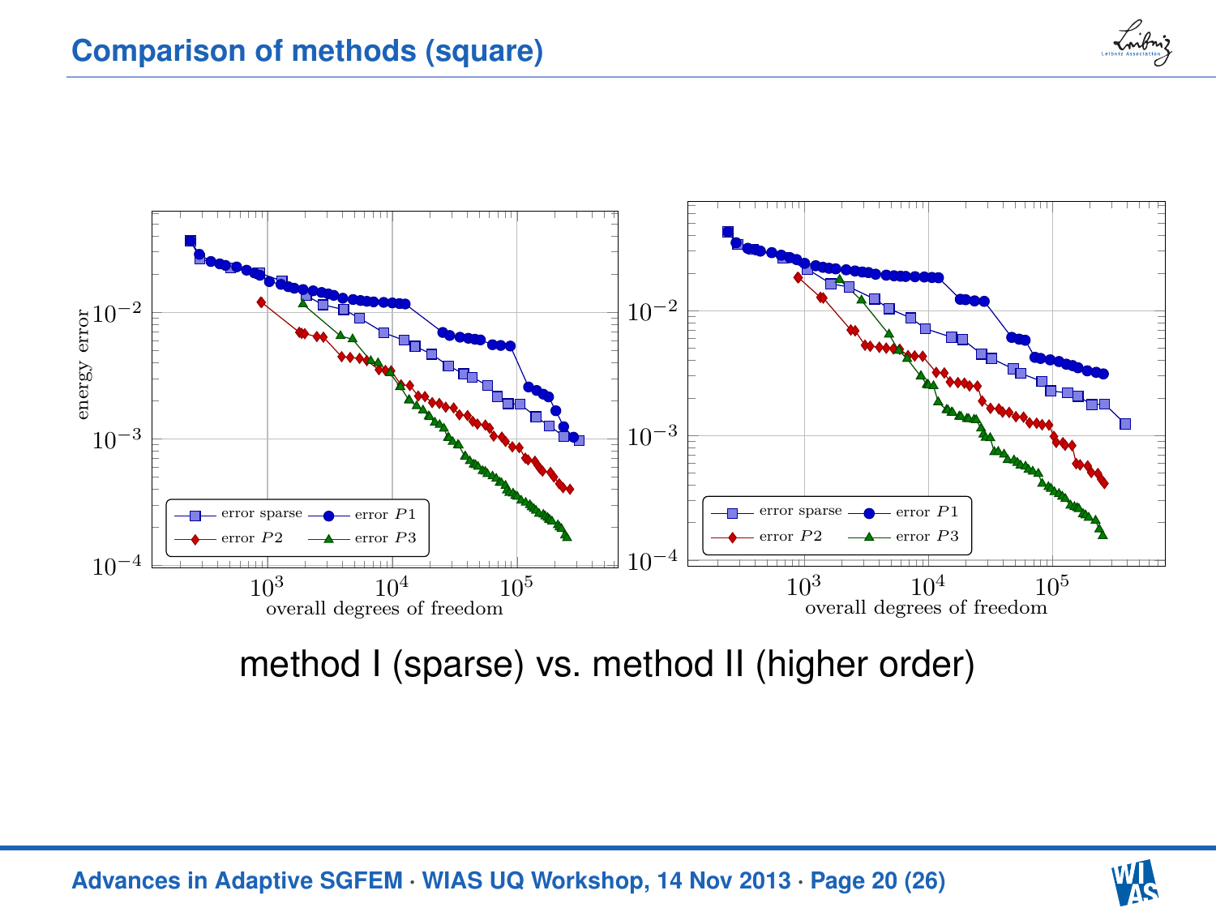## Comparison of methods (square)

method I (sparse) vs. method II (higher order)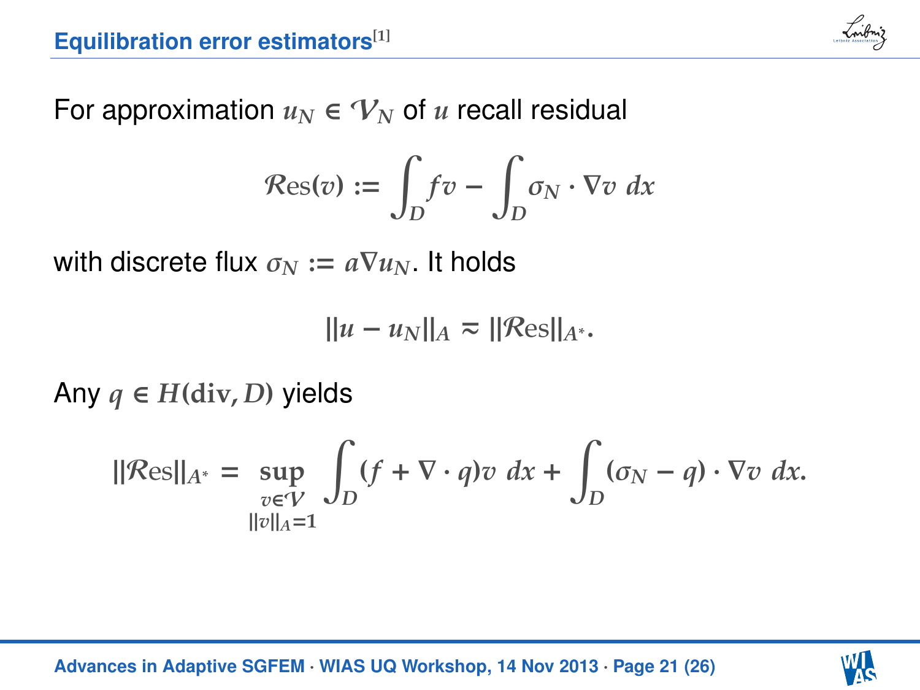## Equilibration error estimators[1]

For approximation $u_N \in \mathcal{V}_N$ of $u$ recall residual

$$\mathcal{R}\mathrm{es}(v) := \int_D fv - \int_D \sigma_N \cdot \nabla v \, dx$$

with discrete flux $\sigma_N := a\nabla u_N$. It holds

$$\|u - u_N\|_A \approx \|\mathcal{R}\mathrm{es}\|_{A^*}.$$

Any $q \in H(\mathbf{div}, D)$ yields

$$\|\mathcal{R}\mathrm{es}\|_{A^*} = \sup_{\substack{v \in \mathcal{V} \\ \|v\|_A = 1}} \int_D (f + \nabla \cdot q) v \, dx + \int_D (\sigma_N - q) \cdot \nabla v \, dx.$$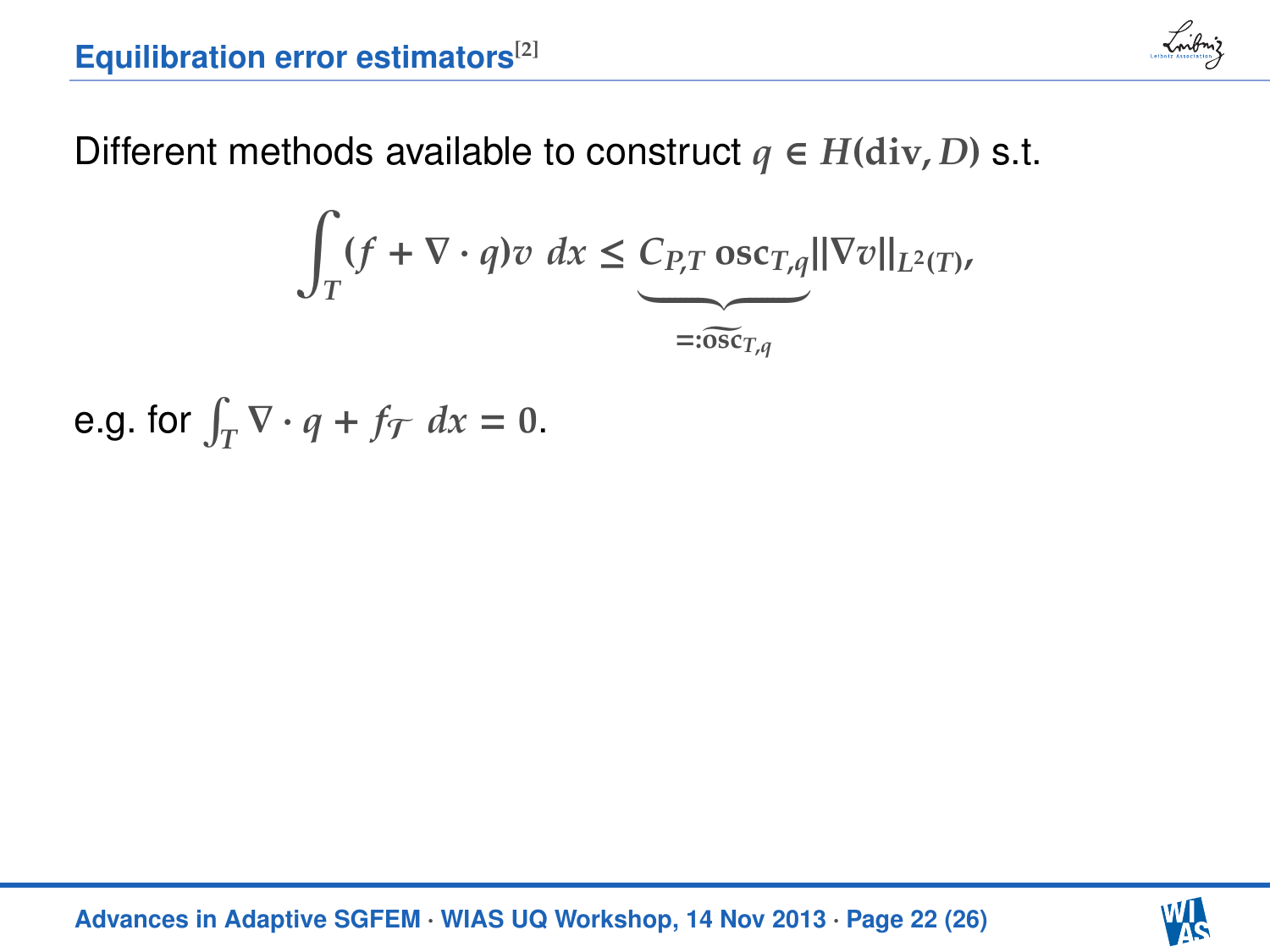# Equilibration error estimators[2]

Different methods available to construct $q \in H(\mathbf{div}, D)$ s.t.

$$\int_T (f + \nabla \cdot q) v \; dx \leq \underbrace{C_{P,T} \, \mathbf{osc}_{T,q}}_{=:\widetilde{\mathbf{osc}}_{T,q}} \|\nabla v\|_{L^2(T)},$$

e.g. for $\int_T \nabla \cdot q + f_{\mathcal{T}} \; dx = 0$.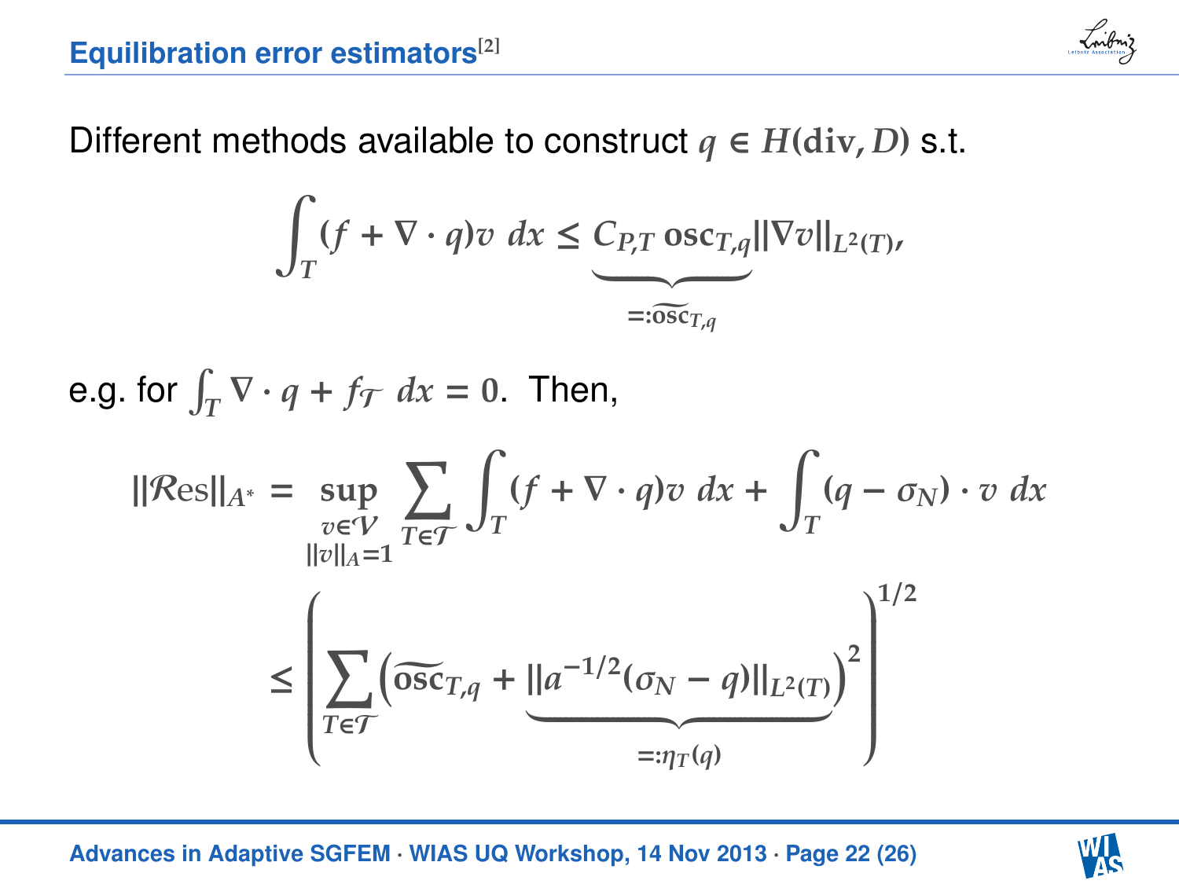## Equilibration error estimators[2]

Different methods available to construct $q \in H(\mathbf{div}, D)$ s.t.

$$\int_T (f + \nabla \cdot q) v \; dx \leq \underbrace{C_{P,T} \, \mathbf{osc}_{T,q}}_{=:\widetilde{\mathbf{osc}}_{T,q}} \|\nabla v\|_{L^2(T)},$$

e.g. for $\int_T \nabla \cdot q + f_{\mathcal{T}} \; dx = 0$. Then,

$$\begin{aligned}
\|\mathcal{R}\mathrm{es}\|_{A^*} &= \sup_{\substack{v \in \mathcal{V} \\ \|v\|_A = 1}} \sum_{T \in \mathcal{T}} \int_T (f + \nabla \cdot q) v \; dx + \int_T (q - \sigma_N) \cdot v \; dx \\
&\leq \left( \sum_{T \in \mathcal{T}} \Big( \widetilde{\mathbf{osc}}_{T,q} + \underbrace{\|a^{-1/2}(\sigma_N - q)\|_{L^2(T)}}_{=:\eta_T(q)} \Big)^2 \right)^{1/2}
\end{aligned}$$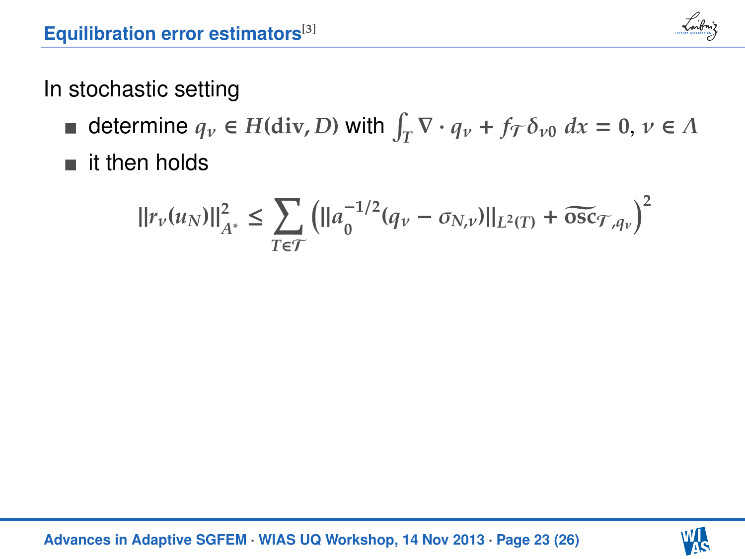## Equilibration error estimators[3]

In stochastic setting

- determine $q_\nu \in H(\mathrm{div}, D)$ with $\int_T \nabla \cdot q_\nu + f_{\mathcal{T}} \delta_{\nu 0} \, dx = 0$, $\nu \in \Lambda$
- it then holds

$$\|r_\nu(u_N)\|_{A^*}^2 \leq \sum_{T \in \mathcal{T}} \left( \|a_0^{-1/2}(q_\nu - \sigma_{N,\nu})\|_{L^2(T)} + \widetilde{\mathrm{osc}}_{\mathcal{T},q_\nu} \right)^2$$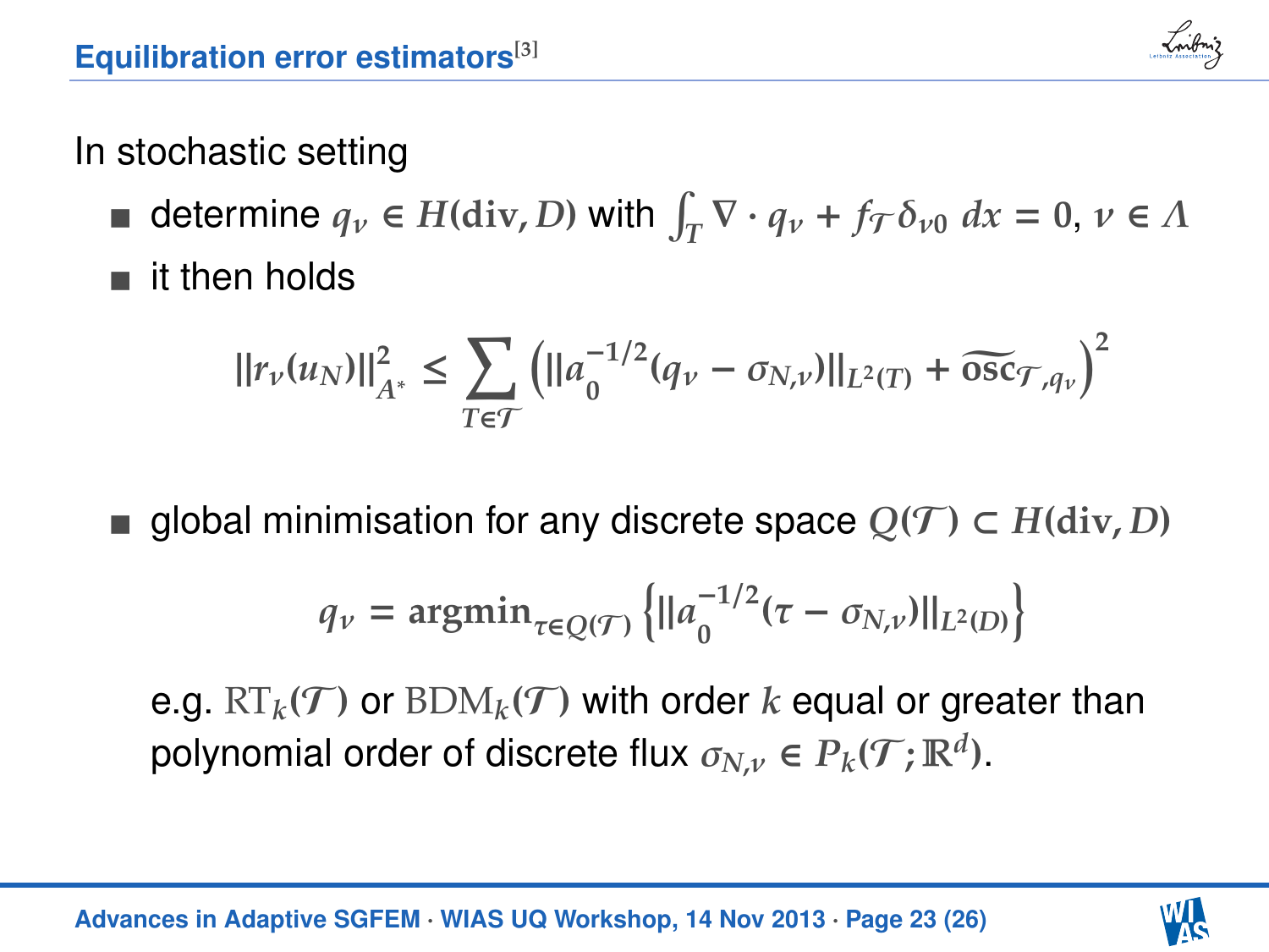# Equilibration error estimators[3]

In stochastic setting

- determine $q_\nu \in H(\mathbf{div}, D)$ with $\int_T \nabla \cdot q_\nu + f_{\mathcal{T}} \delta_{\nu 0} \, dx = 0$, $\nu \in \Lambda$
- it then holds

$$\|r_\nu(u_N)\|_{A^*}^2 \leq \sum_{T \in \mathcal{T}} \left( \|a_0^{-1/2}(q_\nu - \sigma_{N,\nu})\|_{L^2(T)} + \widetilde{\mathbf{osc}}_{\mathcal{T},q_\nu} \right)^2$$

- global minimisation for any discrete space $Q(\mathcal{T}) \subset H(\mathbf{div}, D)$

$$q_\nu = \mathbf{argmin}_{\tau \in Q(\mathcal{T})} \left\{ \|a_0^{-1/2}(\tau - \sigma_{N,\nu})\|_{L^2(D)} \right\}$$

e.g. $\mathrm{RT}_k(\mathcal{T})$ or $\mathrm{BDM}_k(\mathcal{T})$ with order $k$ equal or greater than polynomial order of discrete flux $\sigma_{N,\nu} \in P_k(\mathcal{T}; \mathbb{R}^d)$.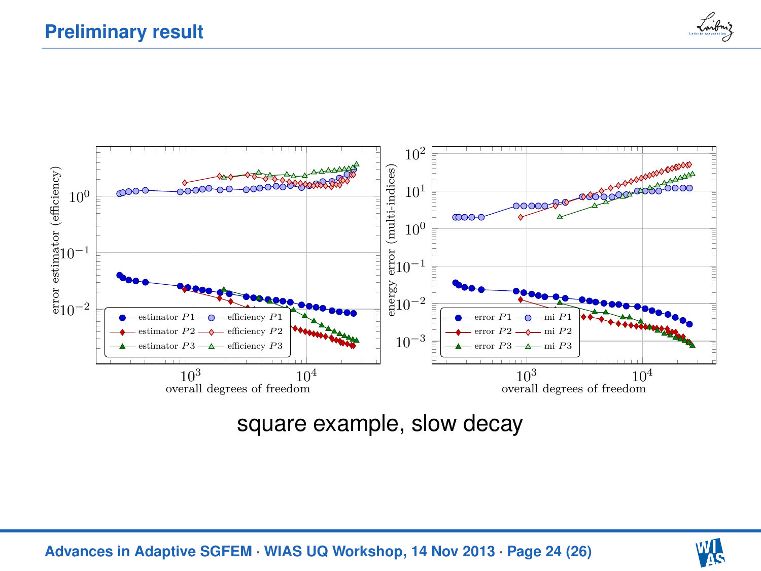## Preliminary result

square example, slow decay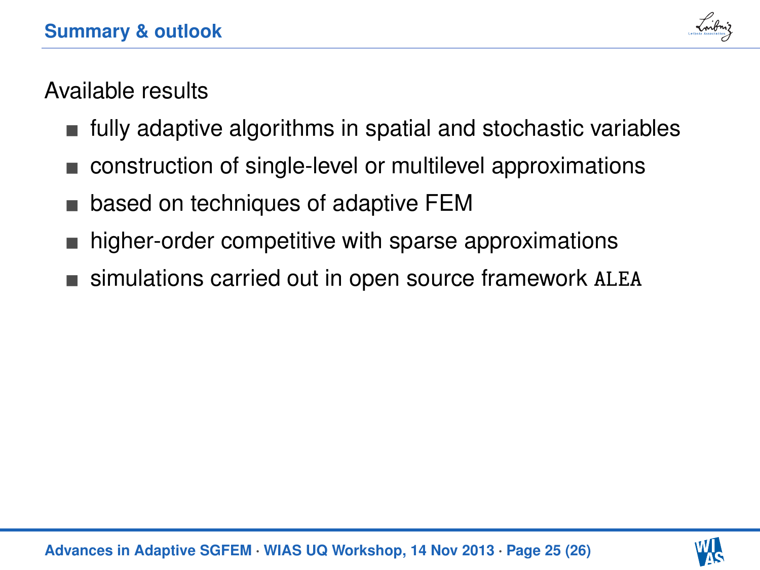## Summary & outlook

Available results

- fully adaptive algorithms in spatial and stochastic variables
- construction of single-level or multilevel approximations
- based on techniques of adaptive FEM
- higher-order competitive with sparse approximations
- simulations carried out in open source framework `ALEA`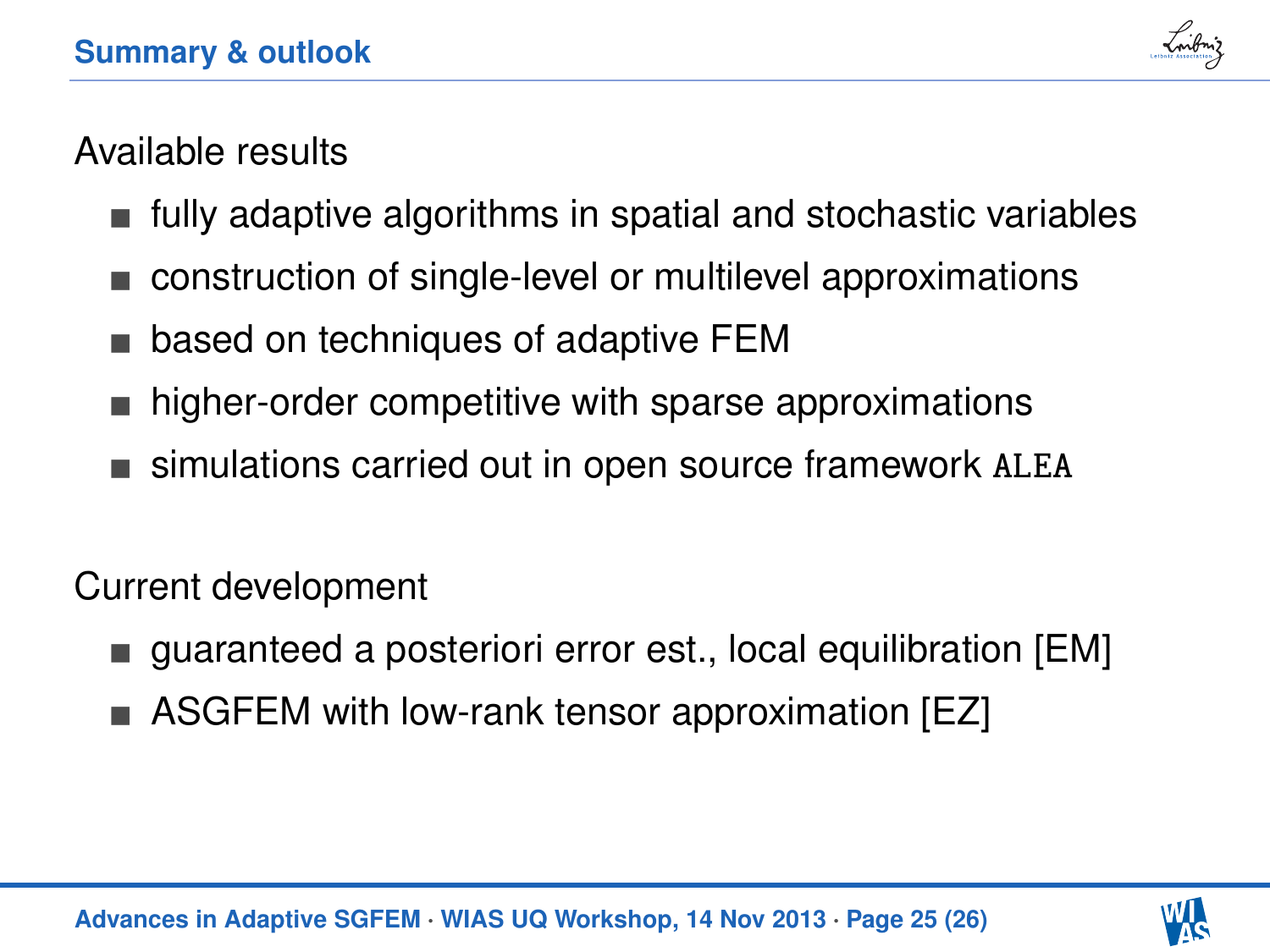# Summary & outlook

Available results

- fully adaptive algorithms in spatial and stochastic variables
- construction of single-level or multilevel approximations
- based on techniques of adaptive FEM
- higher-order competitive with sparse approximations
- simulations carried out in open source framework `ALEA`

Current development

- guaranteed a posteriori error est., local equilibration [EM]
- ASGFEM with low-rank tensor approximation [EZ]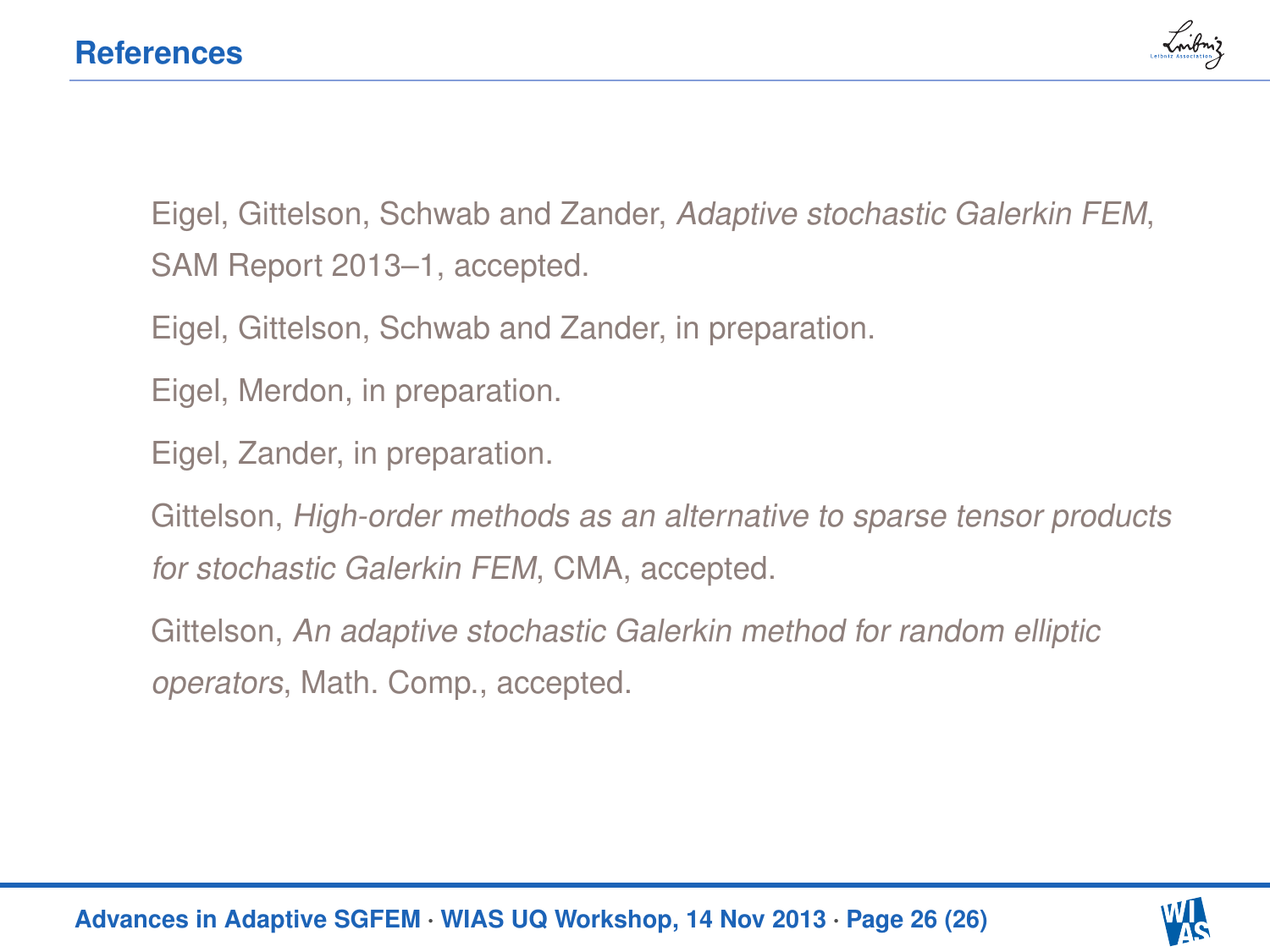## References

Eigel, Gittelson, Schwab and Zander, *Adaptive stochastic Galerkin FEM*, SAM Report 2013–1, accepted.

Eigel, Gittelson, Schwab and Zander, in preparation.

Eigel, Merdon, in preparation.

Eigel, Zander, in preparation.

Gittelson, *High-order methods as an alternative to sparse tensor products for stochastic Galerkin FEM*, CMA, accepted.

Gittelson, *An adaptive stochastic Galerkin method for random elliptic operators*, Math. Comp., accepted.